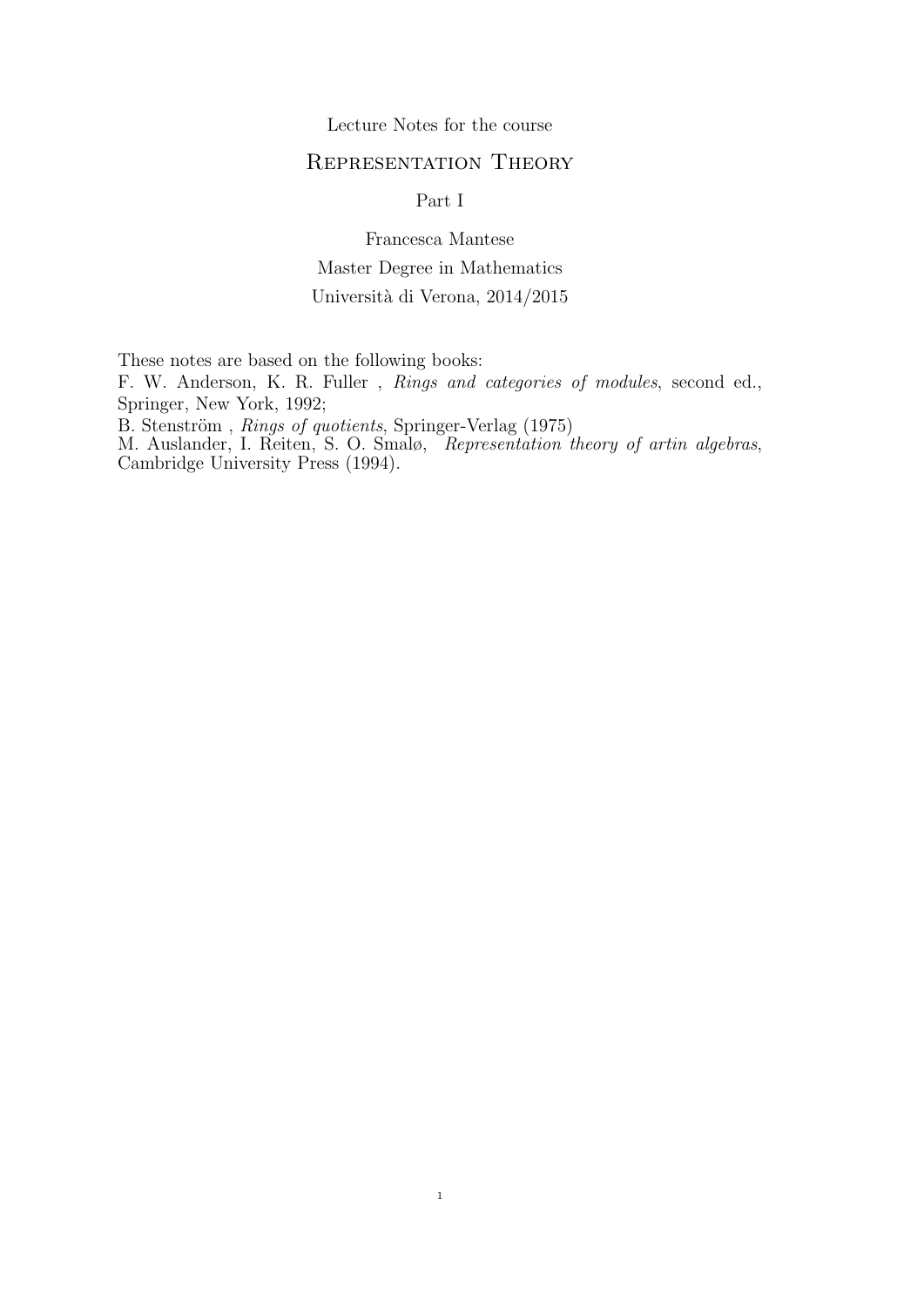Lecture Notes for the course

# Representation Theory

Part I

Francesca Mantese

Master Degree in Mathematics

Università di Verona, 2014/2015

These notes are based on the following books:

F. W. Anderson, K. R. Fuller , *Rings and categories of modules*, second ed., Springer, New York, 1992;

B. Stenström , *Rings of quotients*, Springer-Verlag (1975)

M. Auslander, I. Reiten, S. O. Smalø, *Representation theory of artin algebras*, Cambridge University Press (1994).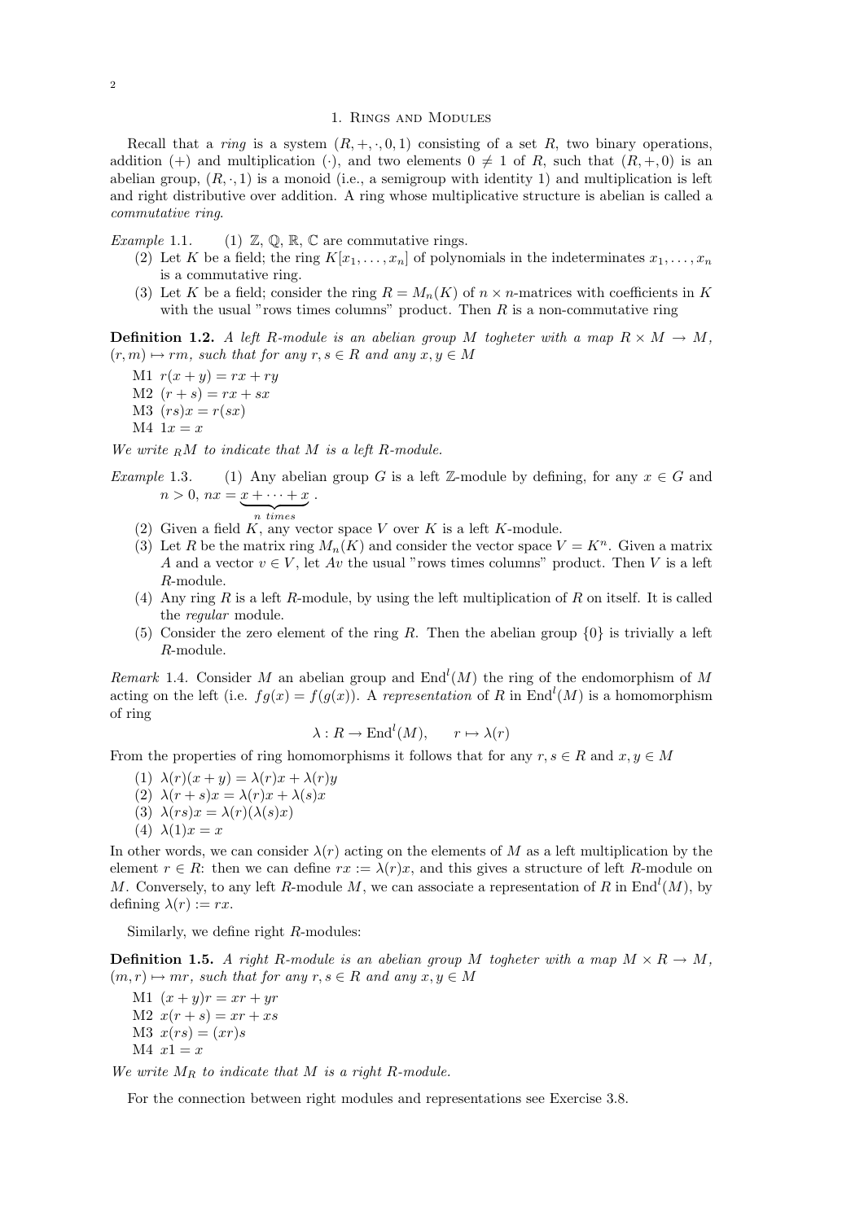## 1. Rings and Modules

Recall that a *ring* is a system $(R, +, \cdot, 0, 1)$ consisting of a set $R$, two binary operations, addition $(+)$ and multiplication $(\cdot)$, and two elements $0 \neq 1$ of $R$, such that $(R, +, 0)$ is an abelian group, $(R, \cdot, 1)$ is a monoid (i.e., a semigroup with identity 1) and multiplication is left and right distributive over addition. A ring whose multiplicative structure is abelian is called a *commutative ring*.

*Example* 1.1.
1. $\mathbb{Z}$, $\mathbb{Q}$, $\mathbb{R}$, $\mathbb{C}$ are commutative rings.
2. Let $K$ be a field; the ring $K[x_1, \ldots, x_n]$ of polynomials in the indeterminates $x_1, \ldots, x_n$ is a commutative ring.
3. Let $K$ be a field; consider the ring $R = M_n(K)$ of $n \times n$-matrices with coefficients in $K$ with the usual "rows times columns" product. Then $R$ is a non-commutative ring

**Definition 1.2.** *A left $R$-module is an abelian group $M$ togheter with a map $R \times M \to M$, $(r, m) \mapsto rm$, such that for any $r, s \in R$ and any $x, y \in M$*

M1 $r(x + y) = rx + ry$
M2 $(r + s)x = rx + sx$
M3 $(rs)x = r(sx)$
M4 $1x = x$

*We write $_RM$ to indicate that $M$ is a left $R$-module.*

*Example* 1.3.
1. Any abelian group $G$ is a left $\mathbb{Z}$-module by defining, for any $x \in G$ and $n > 0$, $nx = \underbrace{x + \cdots + x}_{n \text{ times}}$.
2. Given a field $K$, any vector space $V$ over $K$ is a left $K$-module.
3. Let $R$ be the matrix ring $M_n(K)$ and consider the vector space $V = K^n$. Given a matrix $A$ and a vector $v \in V$, let $Av$ the usual "rows times columns" product. Then $V$ is a left $R$-module.
4. Any ring $R$ is a left $R$-module, by using the left multiplication of $R$ on itself. It is called the *regular* module.
5. Consider the zero element of the ring $R$. Then the abelian group $\{0\}$ is trivially a left $R$-module.

*Remark* 1.4. Consider $M$ an abelian group and $\text{End}^l(M)$ the ring of the endomorphism of $M$ acting on the left (i.e. $fg(x) = f(g(x))$. A *representation* of $R$ in $\text{End}^l(M)$ is a homomorphism of ring

$$\lambda : R \to \text{End}^l(M), \qquad r \mapsto \lambda(r)$$

From the properties of ring homomorphisms it follows that for any $r, s \in R$ and $x, y \in M$

1. $\lambda(r)(x + y) = \lambda(r)x + \lambda(r)y$
2. $\lambda(r + s)x = \lambda(r)x + \lambda(s)x$
3. $\lambda(rs)x = \lambda(r)(\lambda(s)x)$
4. $\lambda(1)x = x$

In other words, we can consider $\lambda(r)$ acting on the elements of $M$ as a left multiplication by the element $r \in R$: then we can define $rx := \lambda(r)x$, and this gives a structure of left $R$-module on $M$. Conversely, to any left $R$-module $M$, we can associate a representation of $R$ in $\text{End}^l(M)$, by defining $\lambda(r) := rx$.

Similarly, we define right $R$-modules:

**Definition 1.5.** *A right $R$-module is an abelian group $M$ togheter with a map $M \times R \to M$, $(m, r) \mapsto mr$, such that for any $r, s \in R$ and any $x, y \in M$*

M1 $(x + y)r = xr + yr$
M2 $x(r + s) = xr + xs$
M3 $x(rs) = (xr)s$
M4 $x1 = x$

*We write $M_R$ to indicate that $M$ is a right $R$-module.*

For the connection between right modules and representations see Exercise 3.8.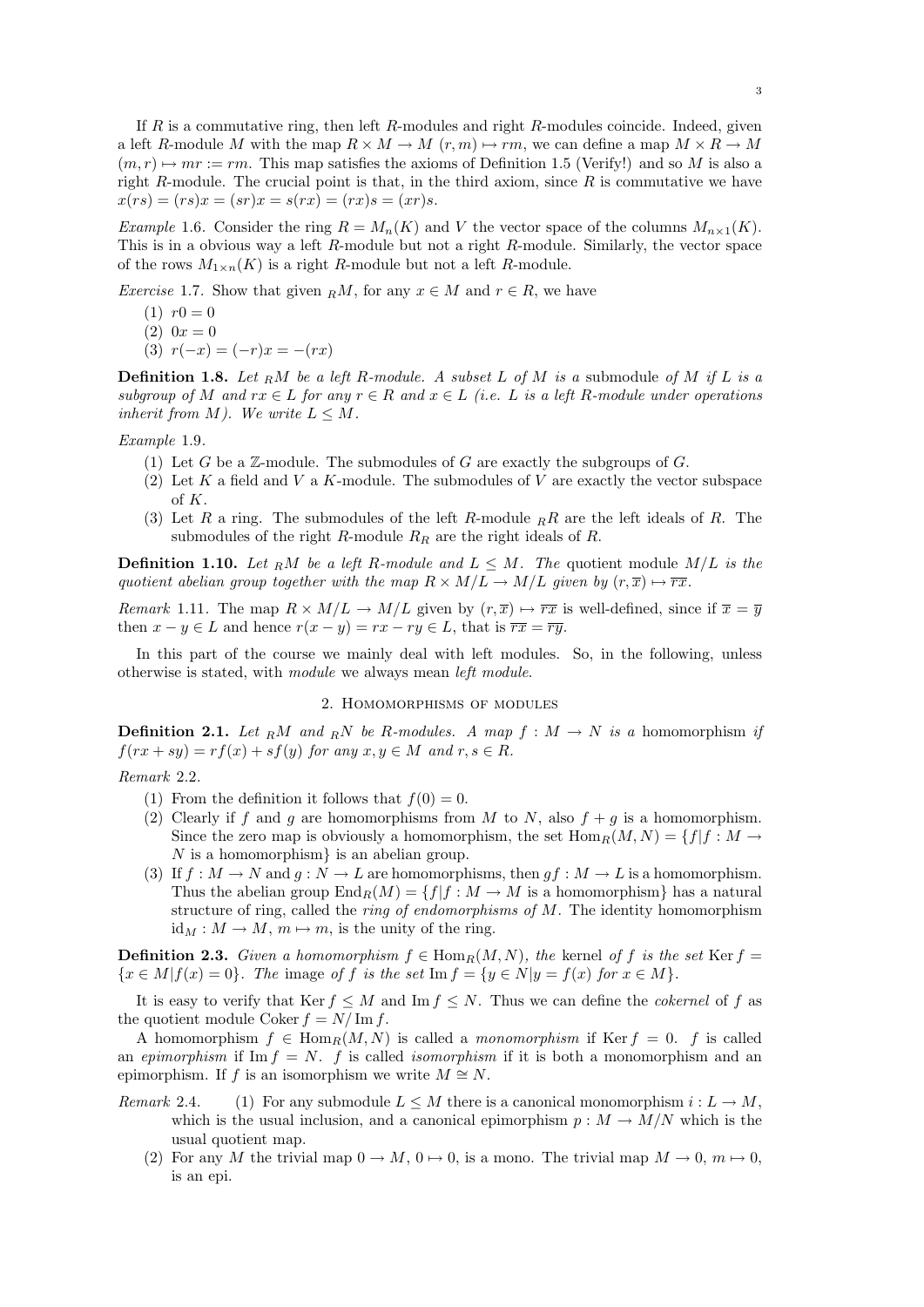If $R$ is a commutative ring, then left $R$-modules and right $R$-modules coincide. Indeed, given a left $R$-module $M$ with the map $R \times M \to M$ $(r, m) \mapsto rm$, we can define a map $M \times R \to M$ $(m, r) \mapsto mr := rm$. This map satisfies the axioms of Definition 1.5 (Verify!) and so $M$ is also a right $R$-module. The crucial point is that, in the third axiom, since $R$ is commutative we have $x(rs) = (rs)x = (sr)x = s(rx) = (rx)s = (xr)s$.

*Example* 1.6. Consider the ring $R = M_n(K)$ and $V$ the vector space of the columns $M_{n\times 1}(K)$. This is in a obvious way a left $R$-module but not a right $R$-module. Similarly, the vector space of the rows $M_{1\times n}(K)$ is a right $R$-module but not a left $R$-module.

*Exercise* 1.7. Show that given ${}_RM$, for any $x \in M$ and $r \in R$, we have

1. $r0 = 0$
2. $0x = 0$
3. $r(-x) = (-r)x = -(rx)$

**Definition 1.8.** *Let ${}_RM$ be a left $R$-module. A subset $L$ of $M$ is a* submodule *of $M$ if $L$ is a subgroup of $M$ and $rx \in L$ for any $r \in R$ and $x \in L$ (i.e. $L$ is a left $R$-module under operations inherit from $M$). We write $L \leq M$.*

*Example* 1.9.

1. Let $G$ be a $\mathbb{Z}$-module. The submodules of $G$ are exactly the subgroups of $G$.
2. Let $K$ a field and $V$ a $K$-module. The submodules of $V$ are exactly the vector subspace of $K$.
3. Let $R$ a ring. The submodules of the left $R$-module ${}_RR$ are the left ideals of $R$. The submodules of the right $R$-module $R_R$ are the right ideals of $R$.

**Definition 1.10.** *Let ${}_RM$ be a left $R$-module and $L \leq M$. The* quotient module *$M/L$ is the quotient abelian group together with the map $R \times M/L \to M/L$ given by $(r, \overline{x}) \mapsto \overline{rx}$.*

*Remark* 1.11. The map $R \times M/L \to M/L$ given by $(r, \overline{x}) \mapsto \overline{rx}$ is well-defined, since if $\overline{x} = \overline{y}$ then $x - y \in L$ and hence $r(x - y) = rx - ry \in L$, that is $\overline{rx} = \overline{ry}$.

In this part of the course we mainly deal with left modules. So, in the following, unless otherwise is stated, with *module* we always mean *left module*.

## 2. Homomorphisms of modules

**Definition 2.1.** *Let ${}_RM$ and ${}_RN$ be $R$-modules. A map $f : M \to N$ is a* homomorphism *if $f(rx + sy) = rf(x) + sf(y)$ for any $x, y \in M$ and $r, s \in R$.*

*Remark* 2.2.

1. From the definition it follows that $f(0) = 0$.
2. Clearly if $f$ and $g$ are homomorphisms from $M$ to $N$, also $f + g$ is a homomorphism. Since the zero map is obviously a homomorphism, the set $\text{Hom}_R(M, N) = \{f | f : M \to N \text{ is a homomorphism}\}$ is an abelian group.
3. If $f : M \to N$ and $g : N \to L$ are homomorphisms, then $gf : M \to L$ is a homomorphism. Thus the abelian group $\text{End}_R(M) = \{f | f : M \to M \text{ is a homomorphism}\}$ has a natural structure of ring, called the *ring of endomorphisms of $M$*. The identity homomorphism $\text{id}_M : M \to M$, $m \mapsto m$, is the unity of the ring.

**Definition 2.3.** *Given a homomorphism $f \in \text{Hom}_R(M, N)$, the* kernel *of $f$ is the set $\text{Ker}\, f = \{x \in M | f(x) = 0\}$. The* image *of $f$ is the set $\text{Im}\, f = \{y \in N | y = f(x) \text{ for } x \in M\}$.*

It is easy to verify that $\text{Ker}\, f \leq M$ and $\text{Im}\, f \leq N$. Thus we can define the *cokernel* of $f$ as the quotient module $\text{Coker}\, f = N/\text{Im}\, f$.

A homomorphism $f \in \text{Hom}_R(M, N)$ is called a *monomorphism* if $\text{Ker}\, f = 0$. $f$ is called an *epimorphism* if $\text{Im}\, f = N$. $f$ is called *isomorphism* if it is both a monomorphism and an epimorphism. If $f$ is an isomorphism we write $M \cong N$.

*Remark* 2.4.

1. For any submodule $L \leq M$ there is a canonical monomorphism $i : L \to M$, which is the usual inclusion, and a canonical epimorphism $p : M \to M/N$ which is the usual quotient map.
2. For any $M$ the trivial map $0 \to M$, $0 \mapsto 0$, is a mono. The trivial map $M \to 0$, $m \mapsto 0$, is an epi.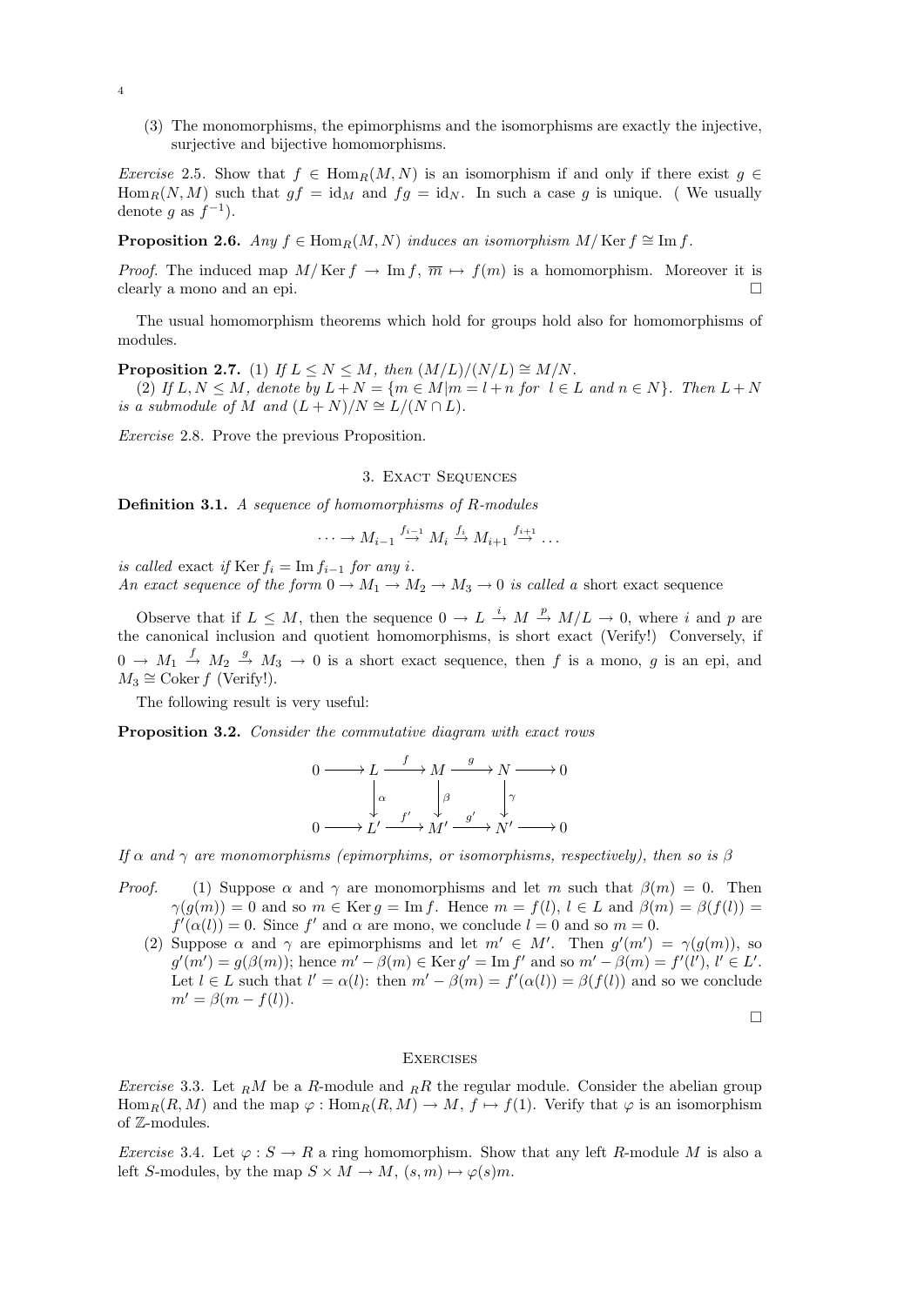(3) The monomorphisms, the epimorphisms and the isomorphisms are exactly the injective, surjective and bijective homomorphisms.

*Exercise* 2.5. Show that $f \in \operatorname{Hom}_R(M,N)$ is an isomorphism if and only if there exist $g \in \operatorname{Hom}_R(N,M)$ such that $gf = \mathrm{id}_M$ and $fg = \mathrm{id}_N$. In such a case $g$ is unique. ( We usually denote $g$ as $f^{-1}$).

**Proposition 2.6.** *Any $f \in \operatorname{Hom}_R(M,N)$ induces an isomorphism $M/\operatorname{Ker} f \cong \operatorname{Im} f$.*

*Proof.* The induced map $M/\operatorname{Ker} f \to \operatorname{Im} f$, $\overline{m} \mapsto f(m)$ is a homomorphism. Moreover it is clearly a mono and an epi. □

The usual homomorphism theorems which hold for groups hold also for homomorphisms of modules.

**Proposition 2.7.** (1) *If $L \le N \le M$, then $(M/L)/(N/L) \cong M/N$.*

(2) *If $L, N \le M$, denote by $L+N = \{m \in M | m = l+n \text{ for } l \in L \text{ and } n \in N\}$. Then $L+N$ is a submodule of $M$ and $(L+N)/N \cong L/(N \cap L)$.*

*Exercise* 2.8. Prove the previous Proposition.

## 3. Exact Sequences

**Definition 3.1.** *A sequence of homomorphisms of R-modules*

$$\cdots \to M_{i-1} \xrightarrow{f_{i-1}} M_i \xrightarrow{f_i} M_{i+1} \xrightarrow{f_{i+1}} \cdots$$

*is called* exact *if $\operatorname{Ker} f_i = \operatorname{Im} f_{i-1}$ for any $i$.*
*An exact sequence of the form $0 \to M_1 \to M_2 \to M_3 \to 0$ is called a* short exact sequence

Observe that if $L \le M$, then the sequence $0 \to L \xrightarrow{i} M \xrightarrow{p} M/L \to 0$, where $i$ and $p$ are the canonical inclusion and quotient homomorphisms, is short exact (Verify!) Conversely, if $0 \to M_1 \xrightarrow{f} M_2 \xrightarrow{g} M_3 \to 0$ is a short exact sequence, then $f$ is a mono, $g$ is an epi, and $M_3 \cong \operatorname{Coker} f$ (Verify!).

The following result is very useful:

**Proposition 3.2.** *Consider the commutative diagram with exact rows*

$$\begin{array}{ccccccccc}
0 & \longrightarrow & L & \xrightarrow{f} & M & \xrightarrow{g} & N & \longrightarrow & 0 \\
 & & \downarrow{\scriptstyle\alpha} & & \downarrow{\scriptstyle\beta} & & \downarrow{\scriptstyle\gamma} & & \\
0 & \longrightarrow & L' & \xrightarrow{f'} & M' & \xrightarrow{g'} & N' & \longrightarrow & 0
\end{array}$$

*If $\alpha$ and $\gamma$ are monomorphisms (epimorphims, or isomorphisms, respectively), then so is $\beta$*

*Proof.* (1) Suppose $\alpha$ and $\gamma$ are monomorphisms and let $m$ such that $\beta(m) = 0$. Then $\gamma(g(m)) = 0$ and so $m \in \operatorname{Ker} g = \operatorname{Im} f$. Hence $m = f(l)$, $l \in L$ and $\beta(m) = \beta(f(l)) = f'(\alpha(l)) = 0$. Since $f'$ and $\alpha$ are mono, we conclude $l = 0$ and so $m = 0$.

(2) Suppose $\alpha$ and $\gamma$ are epimorphisms and let $m' \in M'$. Then $g'(m') = \gamma(g(m))$, so $g'(m') = g(\beta(m))$; hence $m' - \beta(m) \in \operatorname{Ker} g' = \operatorname{Im} f'$ and so $m' - \beta(m) = f'(l')$, $l' \in L'$. Let $l \in L$ such that $l' = \alpha(l)$: then $m' - \beta(m) = f'(\alpha(l)) = \beta(f(l))$ and so we conclude $m' = \beta(m - f(l))$.

□

### Exercises

*Exercise* 3.3. Let ${}_RM$ be a $R$-module and ${}_RR$ the regular module. Consider the abelian group $\operatorname{Hom}_R(R,M)$ and the map $\varphi : \operatorname{Hom}_R(R,M) \to M$, $f \mapsto f(1)$. Verify that $\varphi$ is an isomorphism of $\mathbb{Z}$-modules.

*Exercise* 3.4. Let $\varphi : S \to R$ a ring homomorphism. Show that any left $R$-module $M$ is also a left $S$-modules, by the map $S \times M \to M$, $(s,m) \mapsto \varphi(s)m$.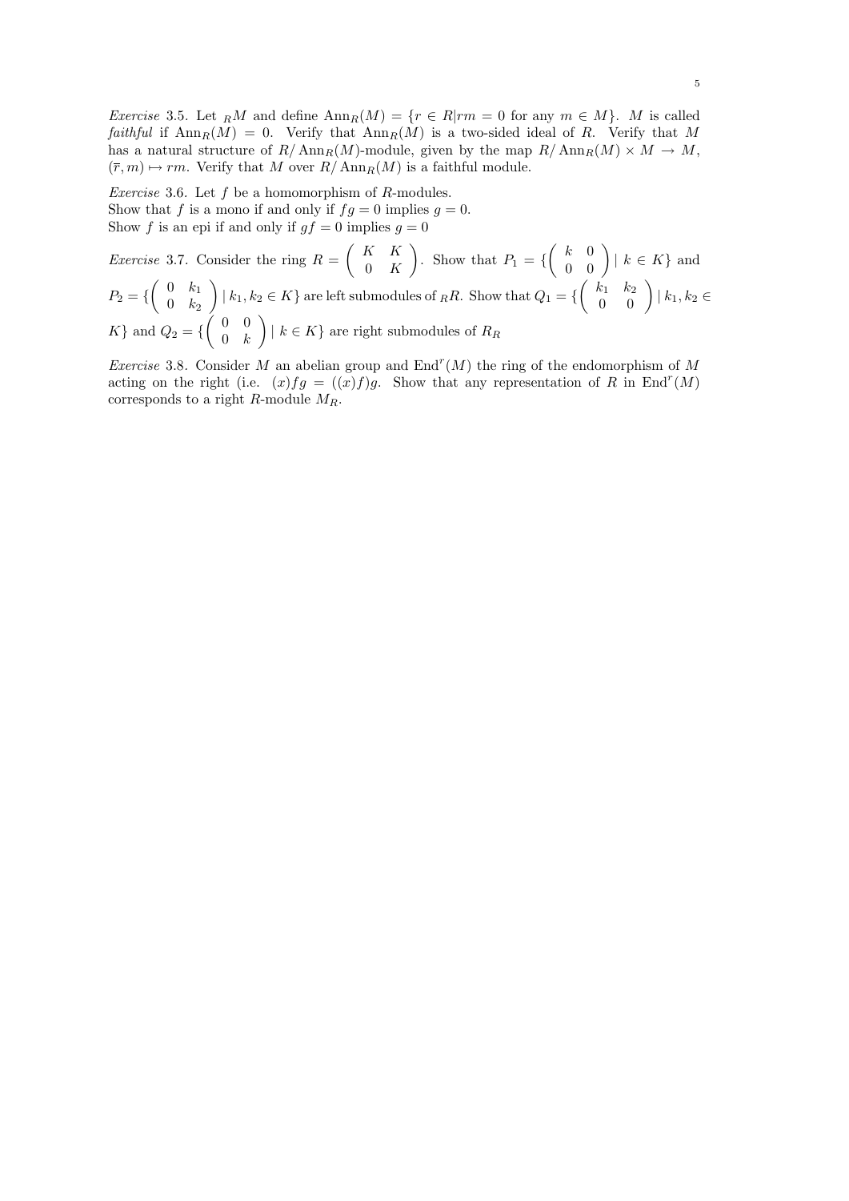*Exercise* 3.5. Let ${}_R M$ and define $\operatorname{Ann}_R(M) = \{r \in R | rm = 0 \text{ for any } m \in M\}$. $M$ is called *faithful* if $\operatorname{Ann}_R(M) = 0$. Verify that $\operatorname{Ann}_R(M)$ is a two-sided ideal of $R$. Verify that $M$ has a natural structure of $R/\operatorname{Ann}_R(M)$-module, given by the map $R/\operatorname{Ann}_R(M) \times M \to M$, $(\overline{r}, m) \mapsto rm$. Verify that $M$ over $R/\operatorname{Ann}_R(M)$ is a faithful module.

*Exercise* 3.6. Let $f$ be a homomorphism of $R$-modules.
Show that $f$ is a mono if and only if $fg = 0$ implies $g = 0$.
Show $f$ is an epi if and only if $gf = 0$ implies $g = 0$

*Exercise* 3.7. Consider the ring $R = \begin{pmatrix} K & K \\ 0 & K \end{pmatrix}$. Show that $P_1 = \{\begin{pmatrix} k & 0 \\ 0 & 0 \end{pmatrix} | \ k \in K\}$ and $P_2 = \{\begin{pmatrix} 0 & k_1 \\ 0 & k_2 \end{pmatrix} | \ k_1, k_2 \in K\}$ are left submodules of ${}_R R$. Show that $Q_1 = \{\begin{pmatrix} k_1 & k_2 \\ 0 & 0 \end{pmatrix} | \ k_1, k_2 \in K\}$ and $Q_2 = \{\begin{pmatrix} 0 & 0 \\ 0 & k \end{pmatrix} | \ k \in K\}$ are right submodules of $R_R$

*Exercise* 3.8. Consider $M$ an abelian group and $\operatorname{End}^r(M)$ the ring of the endomorphism of $M$ acting on the right (i.e. $(x)fg = ((x)f)g$. Show that any representation of $R$ in $\operatorname{End}^r(M)$ corresponds to a right $R$-module $M_R$.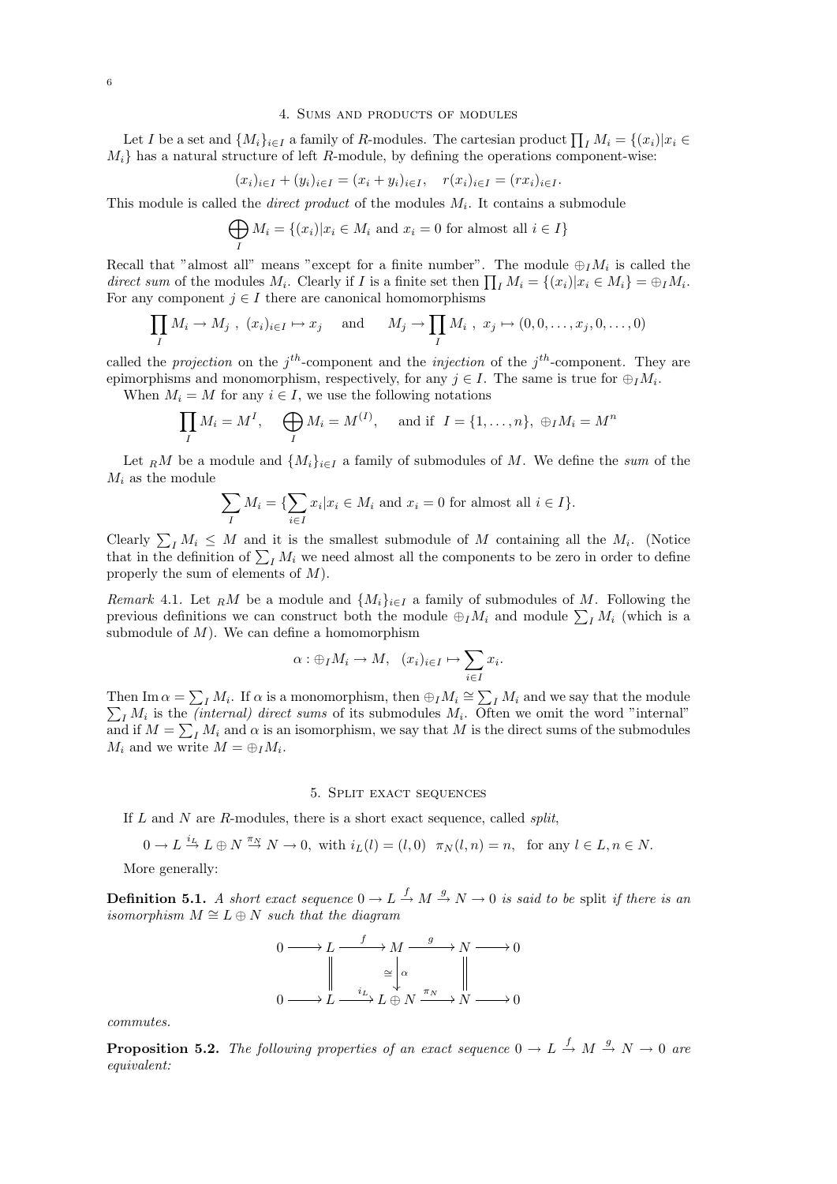## 4. Sums and products of modules

Let $I$ be a set and $\{M_i\}_{i\in I}$ a family of $R$-modules. The cartesian product $\prod_I M_i = \{(x_i)|x_i \in M_i\}$ has a natural structure of left $R$-module, by defining the operations component-wise:

$$(x_i)_{i\in I} + (y_i)_{i\in I} = (x_i + y_i)_{i\in I}, \quad r(x_i)_{i\in I} = (rx_i)_{i\in I}.$$

This module is called the *direct product* of the modules $M_i$. It contains a submodule

$$\bigoplus_I M_i = \{(x_i)|x_i \in M_i \text{ and } x_i = 0 \text{ for almost all } i \in I\}$$

Recall that "almost all" means "except for a finite number". The module $\oplus_I M_i$ is called the *direct sum* of the modules $M_i$. Clearly if $I$ is a finite set then $\prod_I M_i = \{(x_i)|x_i \in M_i\} = \oplus_I M_i$. For any component $j \in I$ there are canonical homomorphisms

$$\prod_I M_i \to M_j \ , \ (x_i)_{i\in I} \mapsto x_j \quad \text{ and } \quad M_j \to \prod_I M_i \ , \ x_j \mapsto (0, 0, \dots, x_j, 0, \dots, 0)$$

called the *projection* on the $j^{th}$-component and the *injection* of the $j^{th}$-component. They are epimorphisms and monomorphism, respectively, for any $j \in I$. The same is true for $\oplus_I M_i$.

When $M_i = M$ for any $i \in I$, we use the following notations

$$\prod_I M_i = M^I, \quad \bigoplus_I M_i = M^{(I)}, \quad \text{ and if } \ I = \{1, \dots, n\}, \ \oplus_I M_i = M^n$$

Let ${}_RM$ be a module and $\{M_i\}_{i\in I}$ a family of submodules of $M$. We define the *sum* of the $M_i$ as the module

$$\sum_I M_i = \{\sum_{i\in I} x_i | x_i \in M_i \text{ and } x_i = 0 \text{ for almost all } i \in I\}.$$

Clearly $\sum_I M_i \leq M$ and it is the smallest submodule of $M$ containing all the $M_i$. (Notice that in the definition of $\sum_I M_i$ we need almost all the components to be zero in order to define properly the sum of elements of $M$).

*Remark* 4.1. Let ${}_RM$ be a module and $\{M_i\}_{i\in I}$ a family of submodules of $M$. Following the previous definitions we can construct both the module $\oplus_I M_i$ and module $\sum_I M_i$ (which is a submodule of $M$). We can define a homomorphism

$$\alpha : \oplus_I M_i \to M, \quad (x_i)_{i\in I} \mapsto \sum_{i\in I} x_i.$$

Then $\operatorname{Im} \alpha = \sum_I M_i$. If $\alpha$ is a monomorphism, then $\oplus_I M_i \cong \sum_I M_i$ and we say that the module $\sum_I M_i$ is the *(internal) direct sums* of its submodules $M_i$. Often we omit the word "internal" and if $M = \sum_I M_i$ and $\alpha$ is an isomorphism, we say that $M$ is the direct sums of the submodules $M_i$ and we write $M = \oplus_I M_i$.

## 5. Split exact sequences

If $L$ and $N$ are $R$-modules, there is a short exact sequence, called *split*,

$$0 \to L \xrightarrow{i_L} L \oplus N \xrightarrow{\pi_N} N \to 0, \text{ with } i_L(l) = (l, 0) \ \ \pi_N(l, n) = n, \ \text{ for any } l \in L, n \in N.$$

More generally:

**Definition 5.1.** *A short exact sequence $0 \to L \xrightarrow{f} M \xrightarrow{g} N \to 0$ is said to be* split *if there is an isomorphism $M \cong L \oplus N$ such that the diagram*

$$\begin{array}{ccccccccc}
0 & \longrightarrow & L & \xrightarrow{f} & M & \xrightarrow{g} & N & \longrightarrow & 0 \\
 & & \| & & \cong \downarrow \alpha & & \| & & \\
0 & \longrightarrow & L & \xrightarrow{i_L} & L \oplus N & \xrightarrow{\pi_N} & N & \longrightarrow & 0
\end{array}$$

*commutes.*

**Proposition 5.2.** *The following properties of an exact sequence $0 \to L \xrightarrow{f} M \xrightarrow{g} N \to 0$ are equivalent:*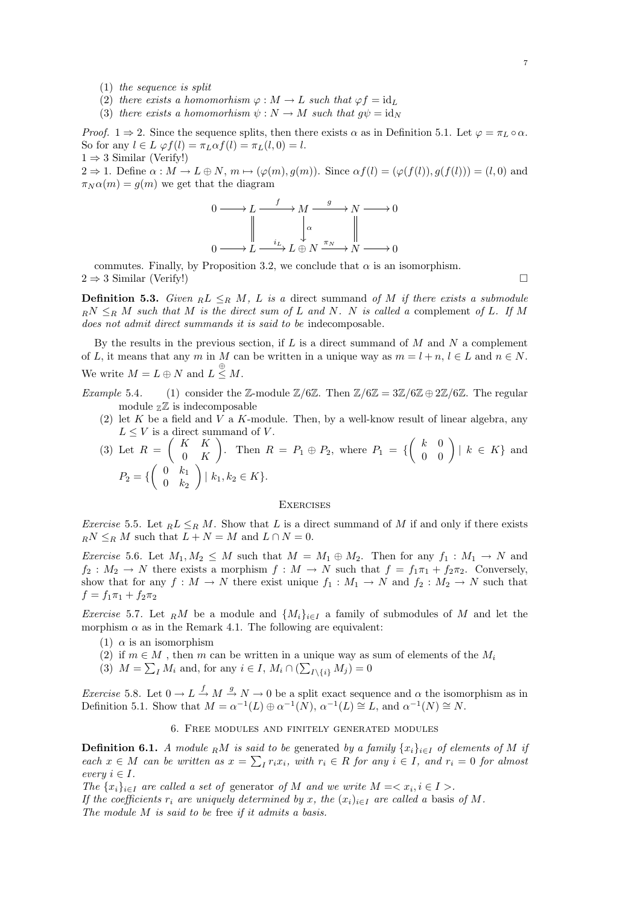(1) *the sequence is split*
(2) *there exists a homomorhism $\varphi : M \to L$ such that $\varphi f = \mathrm{id}_L$*
(3) *there exists a homomorhism $\psi : N \to M$ such that $g\psi = \mathrm{id}_N$*

*Proof.* $1 \Rightarrow 2$. Since the sequence splits, then there exists $\alpha$ as in Definition 5.1. Let $\varphi = \pi_L \circ \alpha$. So for any $l \in L$ $\varphi f(l) = \pi_L \alpha f(l) = \pi_L(l, 0) = l$.
$1 \Rightarrow 3$ Similar (Verify!)
$2 \Rightarrow 1$. Define $\alpha : M \to L \oplus N$, $m \mapsto (\varphi(m), g(m))$. Since $\alpha f(l) = (\varphi(f(l)), g(f(l))) = (l, 0)$ and $\pi_N \alpha(m) = g(m)$ we get that the diagram

$$\begin{array}{ccccccccc}
0 & \longrightarrow & L & \xrightarrow{f} & M & \xrightarrow{g} & N & \longrightarrow & 0 \\
 & & \| & & \downarrow{\scriptstyle \alpha} & & \| & & \\
0 & \longrightarrow & L & \xrightarrow{i_L} & L \oplus N & \xrightarrow{\pi_N} & N & \longrightarrow & 0
\end{array}$$

commutes. Finally, by Proposition 3.2, we conclude that $\alpha$ is an isomorphism.
$2 \Rightarrow 3$ Similar (Verify!) $\square$

**Definition 5.3.** *Given ${}_R L \leq_R M$, $L$ is a* direct summand *of $M$ if there exists a submodule ${}_R N \leq_R M$ such that $M$ is the direct sum of $L$ and $N$. $N$ is called a* complement *of $L$. If $M$ does not admit direct summands it is said to be* indecomposable.

By the results in the previous section, if $L$ is a direct summand of $M$ and $N$ a complement of $L$, it means that any $m$ in $M$ can be written in a unique way as $m = l + n$, $l \in L$ and $n \in N$. We write $M = L \oplus N$ and $L \overset{\oplus}{\leq} M$.

*Example* 5.4.
(1) consider the $\mathbb{Z}$-module $\mathbb{Z}/6\mathbb{Z}$. Then $\mathbb{Z}/6\mathbb{Z} = 3\mathbb{Z}/6\mathbb{Z} \oplus 2\mathbb{Z}/6\mathbb{Z}$. The regular module ${}_{\mathbb{Z}}\mathbb{Z}$ is indecomposable
(2) let $K$ be a field and $V$ a $K$-module. Then, by a well-know result of linear algebra, any $L \leq V$ is a direct summand of $V$.
(3) Let $R = \begin{pmatrix} K & K \\ 0 & K \end{pmatrix}$. Then $R = P_1 \oplus P_2$, where $P_1 = \{\begin{pmatrix} k & 0 \\ 0 & 0 \end{pmatrix} \mid k \in K\}$ and $P_2 = \{\begin{pmatrix} 0 & k_1 \\ 0 & k_2 \end{pmatrix} \mid k_1, k_2 \in K\}$.

## Exercises

*Exercise* 5.5. Let ${}_R L \leq_R M$. Show that $L$ is a direct summand of $M$ if and only if there exists ${}_R N \leq_R M$ such that $L + N = M$ and $L \cap N = 0$.

*Exercise* 5.6. Let $M_1, M_2 \leq M$ such that $M = M_1 \oplus M_2$. Then for any $f_1 : M_1 \to N$ and $f_2 : M_2 \to N$ there exists a morphism $f : M \to N$ such that $f = f_1\pi_1 + f_2\pi_2$. Conversely, show that for any $f : M \to N$ there exist unique $f_1 : M_1 \to N$ and $f_2 : M_2 \to N$ such that $f = f_1\pi_1 + f_2\pi_2$

*Exercise* 5.7. Let ${}_R M$ be a module and $\{M_i\}_{i \in I}$ a family of submodules of $M$ and let the morphism $\alpha$ as in the Remark 4.1. The following are equivalent:
(1) $\alpha$ is an isomorphism
(2) if $m \in M$ , then $m$ can be written in a unique way as sum of elements of the $M_i$
(3) $M = \sum_I M_i$ and, for any $i \in I$, $M_i \cap (\sum_{I \setminus \{i\}} M_j) = 0$

*Exercise* 5.8. Let $0 \to L \xrightarrow{f} M \xrightarrow{g} N \to 0$ be a split exact sequence and $\alpha$ the isomorphism as in Definition 5.1. Show that $M = \alpha^{-1}(L) \oplus \alpha^{-1}(N)$, $\alpha^{-1}(L) \cong L$, and $\alpha^{-1}(N) \cong N$.

## 6. Free modules and finitely generated modules

**Definition 6.1.** *A module ${}_R M$ is said to be* generated *by a family $\{x_i\}_{i \in I}$ of elements of $M$ if each $x \in M$ can be written as $x = \sum_I r_i x_i$, with $r_i \in R$ for any $i \in I$, and $r_i = 0$ for almost every $i \in I$.*
*The $\{x_i\}_{i \in I}$ are called a set of* generator *of $M$ and we write $M = < x_i, i \in I >$.*
*If the coefficients $r_i$ are uniquely determined by $x$, the $(x_i)_{i \in I}$ are called a* basis *of $M$.*
*The module $M$ is said to be* free *if it admits a basis.*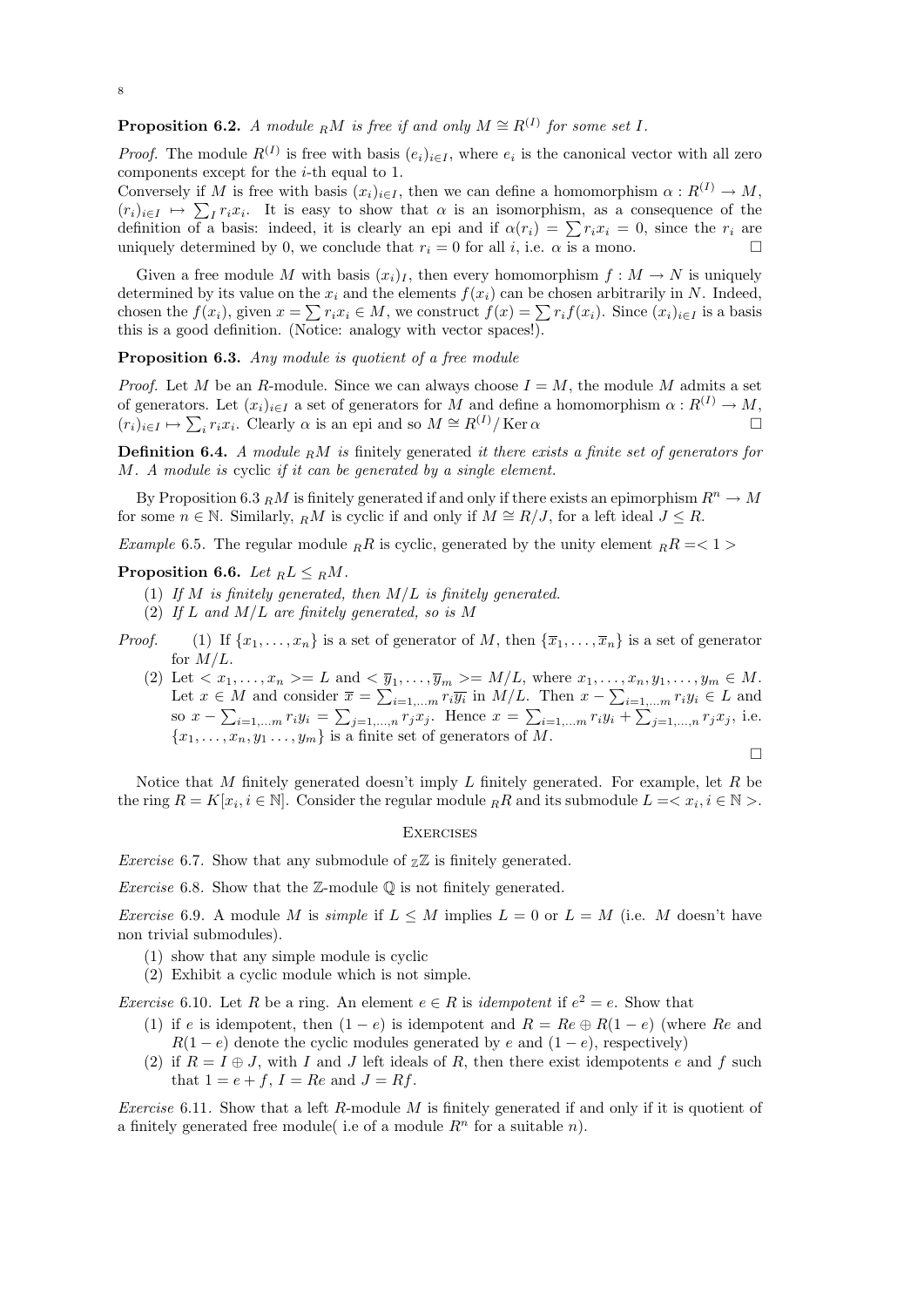**Proposition 6.2.** *A module ${}_RM$ is free if and only $M \cong R^{(I)}$ for some set $I$.*

*Proof.* The module $R^{(I)}$ is free with basis $(e_i)_{i\in I}$, where $e_i$ is the canonical vector with all zero components except for the $i$-th equal to 1.
Conversely if $M$ is free with basis $(x_i)_{i\in I}$, then we can define a homomorphism $\alpha : R^{(I)} \to M$, $(r_i)_{i\in I} \mapsto \sum_I r_i x_i$. It is easy to show that $\alpha$ is an isomorphism, as a consequence of the definition of a basis: indeed, it is clearly an epi and if $\alpha(r_i) = \sum r_i x_i = 0$, since the $r_i$ are uniquely determined by 0, we conclude that $r_i = 0$ for all $i$, i.e. $\alpha$ is a mono. □

Given a free module $M$ with basis $(x_i)_I$, then every homomorphism $f : M \to N$ is uniquely determined by its value on the $x_i$ and the elements $f(x_i)$ can be chosen arbitrarily in $N$. Indeed, chosen the $f(x_i)$, given $x = \sum r_i x_i \in M$, we construct $f(x) = \sum r_i f(x_i)$. Since $(x_i)_{i\in I}$ is a basis this is a good definition. (Notice: analogy with vector spaces!).

**Proposition 6.3.** *Any module is quotient of a free module*

*Proof.* Let $M$ be an $R$-module. Since we can always choose $I = M$, the module $M$ admits a set of generators. Let $(x_i)_{i\in I}$ a set of generators for $M$ and define a homomorphism $\alpha : R^{(I)} \to M$, $(r_i)_{i\in I} \mapsto \sum_i r_i x_i$. Clearly $\alpha$ is an epi and so $M \cong R^{(I)}/\operatorname{Ker}\alpha$ □

**Definition 6.4.** *A module ${}_RM$ is* finitely generated *it there exists a finite set of generators for $M$. A module is* cyclic *if it can be generated by a single element.*

By Proposition 6.3 ${}_RM$ is finitely generated if and only if there exists an epimorphism $R^n \to M$ for some $n \in \mathbb{N}$. Similarly, ${}_RM$ is cyclic if and only if $M \cong R/J$, for a left ideal $J \leq R$.

*Example* 6.5. The regular module ${}_RR$ is cyclic, generated by the unity element ${}_RR =< 1 >$

**Proposition 6.6.** *Let ${}_RL \leq {}_RM$.*

1. *If $M$ is finitely generated, then $M/L$ is finitely generated.*
2. *If $L$ and $M/L$ are finitely generated, so is $M$*

*Proof.*
1. If $\{x_1, \dots, x_n\}$ is a set of generator of $M$, then $\{\overline{x}_1, \dots, \overline{x}_n\}$ is a set of generator for $M/L$.
2. Let $< x_1, \dots, x_n >= L$ and $< \overline{y}_1, \dots, \overline{y}_m >= M/L$, where $x_1, \dots, x_n, y_1, \dots, y_m \in M$. Let $x \in M$ and consider $\overline{x} = \sum_{i=1,\dots m} r_i \overline{y_i}$ in $M/L$. Then $x - \sum_{i=1,\dots m} r_i y_i \in L$ and so $x - \sum_{i=1,\dots m} r_i y_i = \sum_{j=1,\dots,n} r_j x_j$. Hence $x = \sum_{i=1,\dots m} r_i y_i + \sum_{j=1,\dots,n} r_j x_j$, i.e. $\{x_1, \dots, x_n, y_1 \dots, y_m\}$ is a finite set of generators of $M$.

□

Notice that $M$ finitely generated doesn't imply $L$ finitely generated. For example, let $R$ be the ring $R = K[x_i, i \in \mathbb{N}]$. Consider the regular module ${}_RR$ and its submodule $L =< x_i, i \in \mathbb{N} >$.

## Exercises

*Exercise* 6.7. Show that any submodule of ${}_\mathbb{Z}\mathbb{Z}$ is finitely generated.

*Exercise* 6.8. Show that the $\mathbb{Z}$-module $\mathbb{Q}$ is not finitely generated.

*Exercise* 6.9. A module $M$ is *simple* if $L \leq M$ implies $L = 0$ or $L = M$ (i.e. $M$ doesn't have non trivial submodules).

1. show that any simple module is cyclic
2. Exhibit a cyclic module which is not simple.

*Exercise* 6.10. Let $R$ be a ring. An element $e \in R$ is *idempotent* if $e^2 = e$. Show that

1. if $e$ is idempotent, then $(1 - e)$ is idempotent and $R = Re \oplus R(1 - e)$ (where $Re$ and $R(1 - e)$ denote the cyclic modules generated by $e$ and $(1 - e)$, respectively)
2. if $R = I \oplus J$, with $I$ and $J$ left ideals of $R$, then there exist idempotents $e$ and $f$ such that $1 = e + f$, $I = Re$ and $J = Rf$.

*Exercise* 6.11. Show that a left $R$-module $M$ is finitely generated if and only if it is quotient of a finitely generated free module( i.e of a module $R^n$ for a suitable $n$).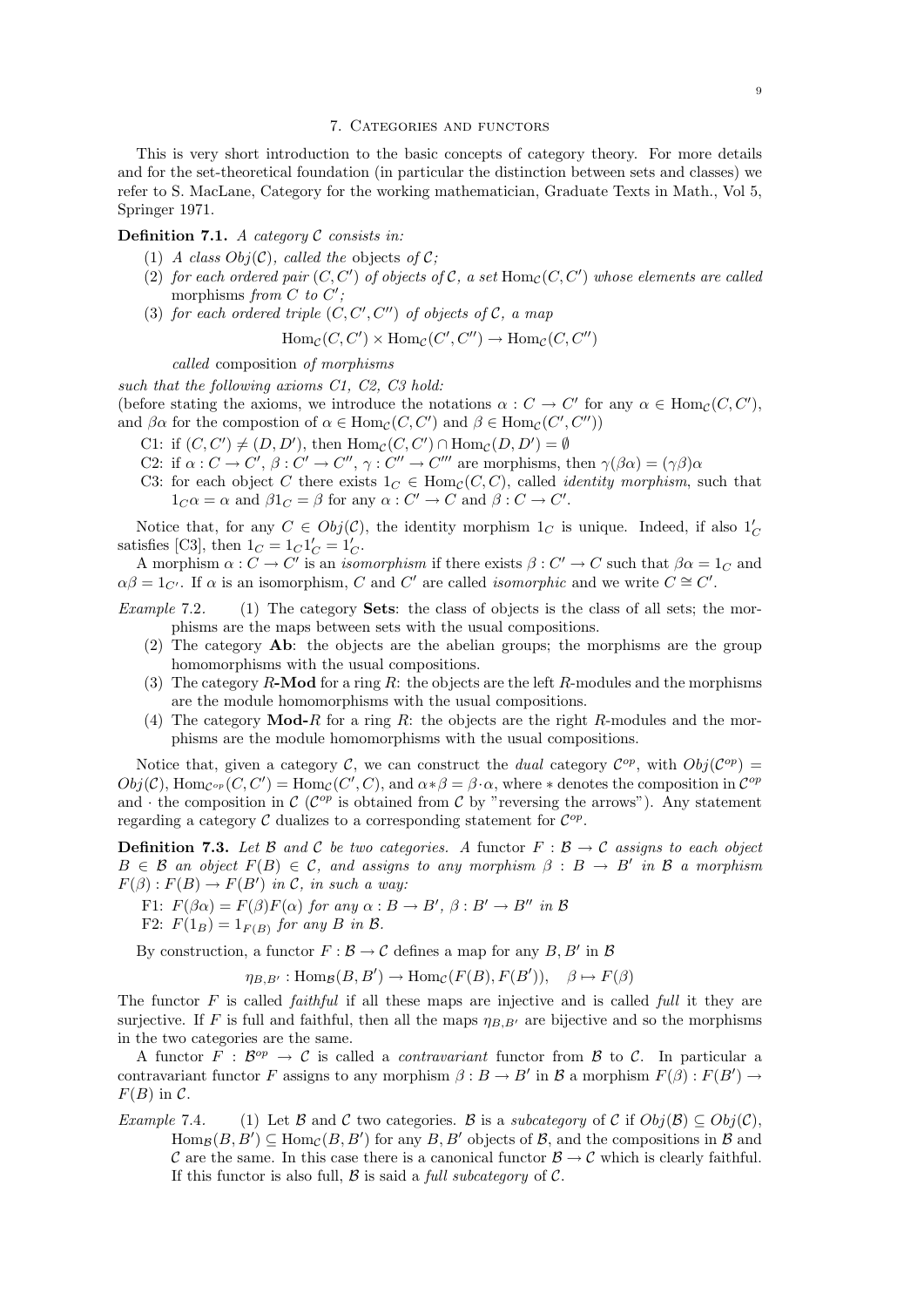## 7. Categories and functors

This is very short introduction to the basic concepts of category theory. For more details and for the set-theoretical foundation (in particular the distinction between sets and classes) we refer to S. MacLane, Category for the working mathematician, Graduate Texts in Math., Vol 5, Springer 1971.

**Definition 7.1.** *A category $\mathcal{C}$ consists in:*

1. *A class $Obj(\mathcal{C})$, called the* objects *of $\mathcal{C}$;*
2. *for each ordered pair $(C, C')$ of objects of $\mathcal{C}$, a set $\mathrm{Hom}_{\mathcal{C}}(C, C')$ whose elements are called* morphisms *from $C$ to $C'$;*
3. *for each ordered triple $(C, C', C'')$ of objects of $\mathcal{C}$, a map*

$$\mathrm{Hom}_{\mathcal{C}}(C, C') \times \mathrm{Hom}_{\mathcal{C}}(C', C'') \to \mathrm{Hom}_{\mathcal{C}}(C, C'')$$

*called* composition *of morphisms*

*such that the following axioms C1, C2, C3 hold:*
(before stating the axioms, we introduce the notations $\alpha : C \to C'$ for any $\alpha \in \mathrm{Hom}_{\mathcal{C}}(C, C')$, and $\beta\alpha$ for the compostion of $\alpha \in \mathrm{Hom}_{\mathcal{C}}(C, C')$ and $\beta \in \mathrm{Hom}_{\mathcal{C}}(C', C'')$)

- C1: if $(C, C') \neq (D, D')$, then $\mathrm{Hom}_{\mathcal{C}}(C, C') \cap \mathrm{Hom}_{\mathcal{C}}(D, D') = \emptyset$
- C2: if $\alpha : C \to C'$, $\beta : C' \to C''$, $\gamma : C'' \to C'''$ are morphisms, then $\gamma(\beta\alpha) = (\gamma\beta)\alpha$
- C3: for each object $C$ there exists $1_C \in \mathrm{Hom}_{\mathcal{C}}(C, C)$, called *identity morphism*, such that $1_C\alpha = \alpha$ and $\beta 1_C = \beta$ for any $\alpha : C' \to C$ and $\beta : C \to C'$.

Notice that, for any $C \in Obj(\mathcal{C})$, the identity morphism $1_C$ is unique. Indeed, if also $1'_C$ satisfies [C3], then $1_C = 1_C 1'_C = 1'_C$.

A morphism $\alpha : C \to C'$ is an *isomorphism* if there exists $\beta : C' \to C$ such that $\beta\alpha = 1_C$ and $\alpha\beta = 1_{C'}$. If $\alpha$ is an isomorphism, $C$ and $C'$ are called *isomorphic* and we write $C \cong C'$.

*Example* 7.2.
1. The category **Sets**: the class of objects is the class of all sets; the morphisms are the maps between sets with the usual compositions.
2. The category **Ab**: the objects are the abelian groups; the morphisms are the group homomorphisms with the usual compositions.
3. The category $R$-**Mod** for a ring $R$: the objects are the left $R$-modules and the morphisms are the module homomorphisms with the usual compositions.
4. The category **Mod**-$R$ for a ring $R$: the objects are the right $R$-modules and the morphisms are the module homomorphisms with the usual compositions.

Notice that, given a category $\mathcal{C}$, we can construct the *dual* category $\mathcal{C}^{op}$, with $Obj(\mathcal{C}^{op}) = Obj(\mathcal{C})$, $\mathrm{Hom}_{\mathcal{C}^{op}}(C, C') = \mathrm{Hom}_{\mathcal{C}}(C', C)$, and $\alpha * \beta = \beta \cdot \alpha$, where $*$ denotes the composition in $\mathcal{C}^{op}$ and $\cdot$ the composition in $\mathcal{C}$ ($\mathcal{C}^{op}$ is obtained from $\mathcal{C}$ by "reversing the arrows"). Any statement regarding a category $\mathcal{C}$ dualizes to a corresponding statement for $\mathcal{C}^{op}$.

**Definition 7.3.** *Let $\mathcal{B}$ and $\mathcal{C}$ be two categories. A* functor *$F : \mathcal{B} \to \mathcal{C}$ assigns to each object $B \in \mathcal{B}$ an object $F(B) \in \mathcal{C}$, and assigns to any morphism $\beta : B \to B'$ in $\mathcal{B}$ a morphism $F(\beta) : F(B) \to F(B')$ in $\mathcal{C}$, in such a way:*

- F1: *$F(\beta\alpha) = F(\beta)F(\alpha)$ for any $\alpha : B \to B'$, $\beta : B' \to B''$ in $\mathcal{B}$*
- F2: *$F(1_B) = 1_{F(B)}$ for any $B$ in $\mathcal{B}$.*

By construction, a functor $F : \mathcal{B} \to \mathcal{C}$ defines a map for any $B, B'$ in $\mathcal{B}$

$$\eta_{B,B'} : \mathrm{Hom}_{\mathcal{B}}(B, B') \to \mathrm{Hom}_{\mathcal{C}}(F(B), F(B')), \quad \beta \mapsto F(\beta)$$

The functor $F$ is called *faithful* if all these maps are injective and is called *full* it they are surjective. If $F$ is full and faithful, then all the maps $\eta_{B,B'}$ are bijective and so the morphisms in the two categories are the same.

A functor $F : \mathcal{B}^{op} \to \mathcal{C}$ is called a *contravariant* functor from $\mathcal{B}$ to $\mathcal{C}$. In particular a contravariant functor $F$ assigns to any morphism $\beta : B \to B'$ in $\mathcal{B}$ a morphism $F(\beta) : F(B') \to F(B)$ in $\mathcal{C}$.

*Example* 7.4.
1. Let $\mathcal{B}$ and $\mathcal{C}$ two categories. $\mathcal{B}$ is a *subcategory* of $\mathcal{C}$ if $Obj(\mathcal{B}) \subseteq Obj(\mathcal{C})$, $\mathrm{Hom}_{\mathcal{B}}(B, B') \subseteq \mathrm{Hom}_{\mathcal{C}}(B, B')$ for any $B, B'$ objects of $\mathcal{B}$, and the compositions in $\mathcal{B}$ and $\mathcal{C}$ are the same. In this case there is a canonical functor $\mathcal{B} \to \mathcal{C}$ which is clearly faithful. If this functor is also full, $\mathcal{B}$ is said a *full subcategory* of $\mathcal{C}$.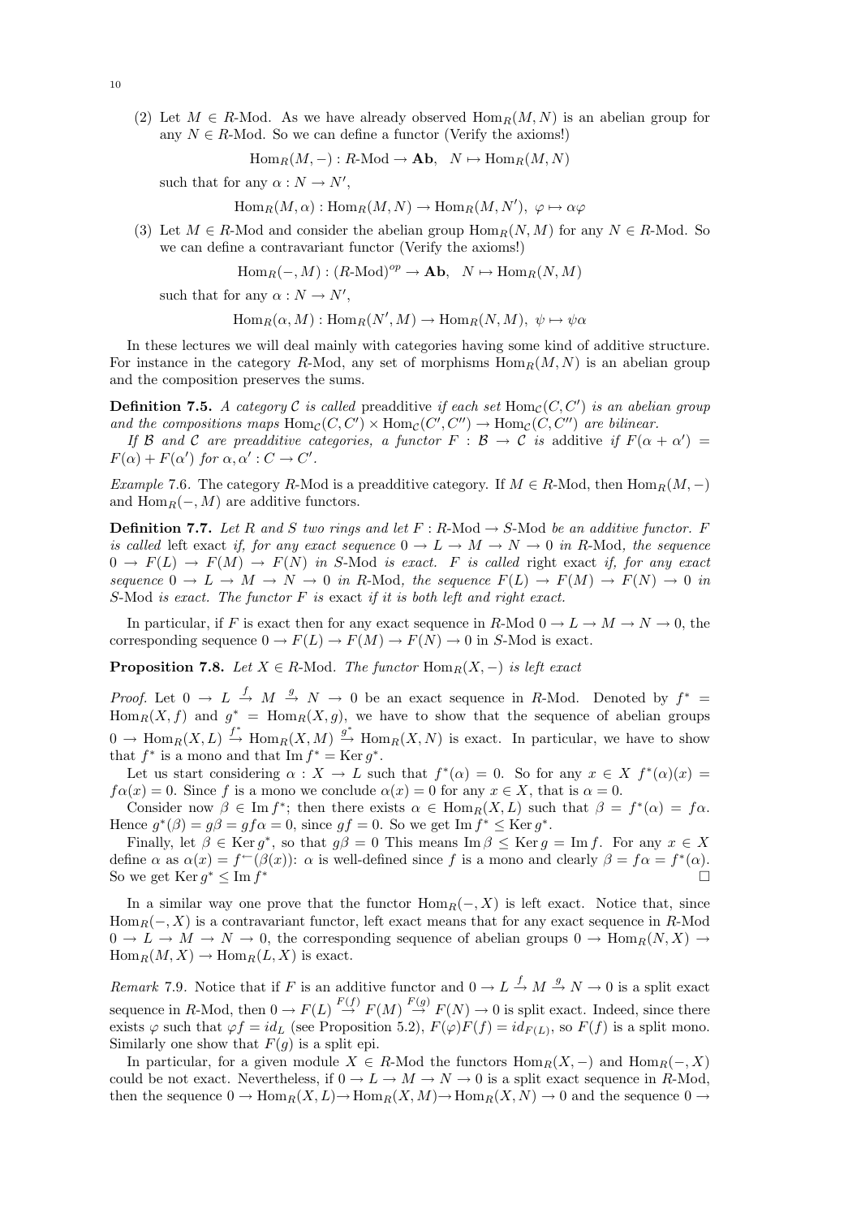(2) Let $M \in R$-Mod. As we have already observed $\mathrm{Hom}_R(M, N)$ is an abelian group for any $N \in R$-Mod. So we can define a functor (Verify the axioms!)

$$\mathrm{Hom}_R(M, -) : R\text{-Mod} \to \mathbf{Ab}, \quad N \mapsto \mathrm{Hom}_R(M, N)$$

such that for any $\alpha : N \to N'$,

$$\mathrm{Hom}_R(M, \alpha) : \mathrm{Hom}_R(M, N) \to \mathrm{Hom}_R(M, N'), \ \varphi \mapsto \alpha\varphi$$

(3) Let $M \in R$-Mod and consider the abelian group $\mathrm{Hom}_R(N, M)$ for any $N \in R$-Mod. So we can define a contravariant functor (Verify the axioms!)

$$\mathrm{Hom}_R(-, M) : (R\text{-Mod})^{op} \to \mathbf{Ab}, \quad N \mapsto \mathrm{Hom}_R(N, M)$$

such that for any $\alpha : N \to N'$,

$$\mathrm{Hom}_R(\alpha, M) : \mathrm{Hom}_R(N', M) \to \mathrm{Hom}_R(N, M), \ \psi \mapsto \psi\alpha$$

In these lectures we will deal mainly with categories having some kind of additive structure. For instance in the category $R$-Mod, any set of morphisms $\mathrm{Hom}_R(M, N)$ is an abelian group and the composition preserves the sums.

**Definition 7.5.** *A category $\mathcal{C}$ is called* preadditive *if each set $\mathrm{Hom}_\mathcal{C}(C, C')$ is an abelian group and the compositions maps $\mathrm{Hom}_\mathcal{C}(C, C') \times \mathrm{Hom}_\mathcal{C}(C', C'') \to \mathrm{Hom}_\mathcal{C}(C, C'')$ are bilinear.*

*If $\mathcal{B}$ and $\mathcal{C}$ are preadditive categories, a functor $F : \mathcal{B} \to \mathcal{C}$ is* additive *if $F(\alpha + \alpha') = F(\alpha) + F(\alpha')$ for $\alpha, \alpha' : C \to C'$.*

*Example* 7.6. The category $R$-Mod is a preadditive category. If $M \in R$-Mod, then $\mathrm{Hom}_R(M, -)$ and $\mathrm{Hom}_R(-, M)$ are additive functors.

**Definition 7.7.** *Let $R$ and $S$ two rings and let $F : R\text{-Mod} \to S\text{-Mod}$ be an additive functor. $F$ is called* left exact *if, for any exact sequence $0 \to L \to M \to N \to 0$ in $R$-Mod, the sequence $0 \to F(L) \to F(M) \to F(N)$ in $S$-Mod is exact. $F$ is called* right exact *if, for any exact sequence $0 \to L \to M \to N \to 0$ in $R$-Mod, the sequence $F(L) \to F(M) \to F(N) \to 0$ in $S$-Mod is exact. The functor $F$ is* exact *if it is both left and right exact.*

In particular, if $F$ is exact then for any exact sequence in $R$-Mod $0 \to L \to M \to N \to 0$, the corresponding sequence $0 \to F(L) \to F(M) \to F(N) \to 0$ in $S$-Mod is exact.

**Proposition 7.8.** *Let $X \in R$-Mod. The functor $\mathrm{Hom}_R(X, -)$ is left exact*

*Proof.* Let $0 \to L \xrightarrow{f} M \xrightarrow{g} N \to 0$ be an exact sequence in $R$-Mod. Denoted by $f^* = \mathrm{Hom}_R(X, f)$ and $g^* = \mathrm{Hom}_R(X, g)$, we have to show that the sequence of abelian groups $0 \to \mathrm{Hom}_R(X, L) \xrightarrow{f^*} \mathrm{Hom}_R(X, M) \xrightarrow{g^*} \mathrm{Hom}_R(X, N)$ is exact. In particular, we have to show that $f^*$ is a mono and that $\mathrm{Im}\, f^* = \mathrm{Ker}\, g^*$.

Let us start considering $\alpha : X \to L$ such that $f^*(\alpha) = 0$. So for any $x \in X$ $f^*(\alpha)(x) = f\alpha(x) = 0$. Since $f$ is a mono we conclude $\alpha(x) = 0$ for any $x \in X$, that is $\alpha = 0$.

Consider now $\beta \in \mathrm{Im}\, f^*$; then there exists $\alpha \in \mathrm{Hom}_R(X, L)$ such that $\beta = f^*(\alpha) = f\alpha$. Hence $g^*(\beta) = g\beta = gf\alpha = 0$, since $gf = 0$. So we get $\mathrm{Im}\, f^* \leq \mathrm{Ker}\, g^*$.

Finally, let $\beta \in \mathrm{Ker}\, g^*$, so that $g\beta = 0$ This means $\mathrm{Im}\, \beta \leq \mathrm{Ker}\, g = \mathrm{Im}\, f$. For any $x \in X$ define $\alpha$ as $\alpha(x) = f^{\leftarrow}(\beta(x))$: $\alpha$ is well-defined since $f$ is a mono and clearly $\beta = f\alpha = f^*(\alpha)$. So we get $\mathrm{Ker}\, g^* \leq \mathrm{Im}\, f^*$ $\square$

In a similar way one prove that the functor $\mathrm{Hom}_R(-, X)$ is left exact. Notice that, since $\mathrm{Hom}_R(-, X)$ is a contravariant functor, left exact means that for any exact sequence in $R$-Mod $0 \to L \to M \to N \to 0$, the corresponding sequence of abelian groups $0 \to \mathrm{Hom}_R(N, X) \to \mathrm{Hom}_R(M, X) \to \mathrm{Hom}_R(L, X)$ is exact.

*Remark* 7.9. Notice that if $F$ is an additive functor and $0 \to L \xrightarrow{f} M \xrightarrow{g} N \to 0$ is a split exact sequence in $R$-Mod, then $0 \to F(L) \xrightarrow{F(f)} F(M) \xrightarrow{F(g)} F(N) \to 0$ is split exact. Indeed, since there exists $\varphi$ such that $\varphi f = id_L$ (see Proposition 5.2), $F(\varphi)F(f) = id_{F(L)}$, so $F(f)$ is a split mono. Similarly one show that $F(g)$ is a split epi.

In particular, for a given module $X \in R$-Mod the functors $\mathrm{Hom}_R(X, -)$ and $\mathrm{Hom}_R(-, X)$ could be not exact. Nevertheless, if $0 \to L \to M \to N \to 0$ is a split exact sequence in $R$-Mod, then the sequence $0 \to \mathrm{Hom}_R(X, L) \to \mathrm{Hom}_R(X, M) \to \mathrm{Hom}_R(X, N) \to 0$ and the sequence $0 \to$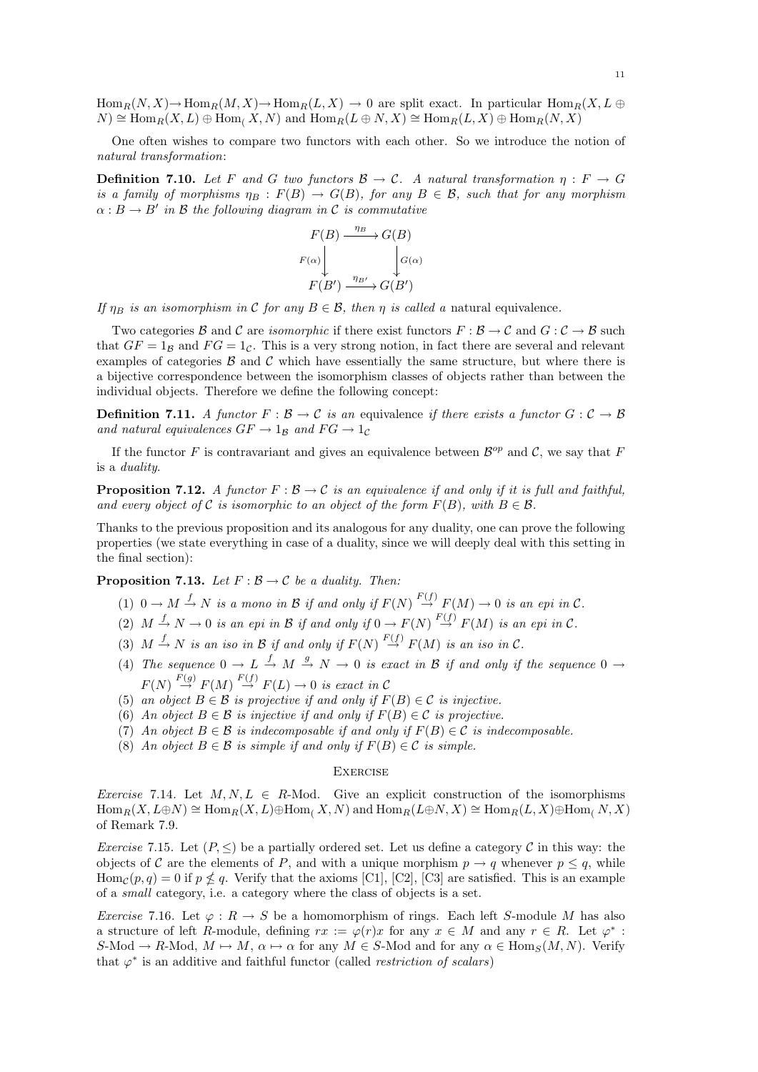$\mathrm{Hom}_R(N,X) \to \mathrm{Hom}_R(M,X) \to \mathrm{Hom}_R(L,X) \to 0$ are split exact. In particular $\mathrm{Hom}_R(X, L \oplus N) \cong \mathrm{Hom}_R(X,L) \oplus \mathrm{Hom}_(X,N)$ and $\mathrm{Hom}_R(L \oplus N, X) \cong \mathrm{Hom}_R(L,X) \oplus \mathrm{Hom}_R(N,X)$

One often wishes to compare two functors with each other. So we introduce the notion of *natural transformation*:

**Definition 7.10.** *Let $F$ and $G$ two functors $\mathcal{B} \to \mathcal{C}$. A natural transformation $\eta : F \to G$ is a family of morphisms $\eta_B : F(B) \to G(B)$, for any $B \in \mathcal{B}$, such that for any morphism $\alpha : B \to B'$ in $\mathcal{B}$ the following diagram in $\mathcal{C}$ is commutative*

$$\begin{array}{ccc} F(B) & \xrightarrow{\eta_B} & G(B) \\ {\scriptstyle F(\alpha)}\downarrow & & \downarrow{\scriptstyle G(\alpha)} \\ F(B') & \xrightarrow{\eta_{B'}} & G(B') \end{array}$$

*If $\eta_B$ is an isomorphism in $\mathcal{C}$ for any $B \in \mathcal{B}$, then $\eta$ is called a* natural equivalence.

Two categories $\mathcal{B}$ and $\mathcal{C}$ are *isomorphic* if there exist functors $F : \mathcal{B} \to \mathcal{C}$ and $G : \mathcal{C} \to \mathcal{B}$ such that $GF = 1_{\mathcal{B}}$ and $FG = 1_{\mathcal{C}}$. This is a very strong notion, in fact there are several and relevant examples of categories $\mathcal{B}$ and $\mathcal{C}$ which have essentially the same structure, but where there is a bijective correspondence between the isomorphism classes of objects rather than between the individual objects. Therefore we define the following concept:

**Definition 7.11.** *A functor $F : \mathcal{B} \to \mathcal{C}$ is an* equivalence *if there exists a functor $G : \mathcal{C} \to \mathcal{B}$ and natural equivalences $GF \to 1_{\mathcal{B}}$ and $FG \to 1_{\mathcal{C}}$*

If the functor $F$ is contravariant and gives an equivalence between $\mathcal{B}^{op}$ and $\mathcal{C}$, we say that $F$ is a *duality*.

**Proposition 7.12.** *A functor $F : \mathcal{B} \to \mathcal{C}$ is an equivalence if and only if it is full and faithful, and every object of $\mathcal{C}$ is isomorphic to an object of the form $F(B)$, with $B \in \mathcal{B}$.*

Thanks to the previous proposition and its analogous for any duality, one can prove the following properties (we state everything in case of a duality, since we will deeply deal with this setting in the final section):

**Proposition 7.13.** *Let $F : \mathcal{B} \to \mathcal{C}$ be a duality. Then:*

1. *$0 \to M \xrightarrow{f} N$ is a mono in $\mathcal{B}$ if and only if $F(N) \xrightarrow{F(f)} F(M) \to 0$ is an epi in $\mathcal{C}$.*
2. *$M \xrightarrow{f} N \to 0$ is an epi in $\mathcal{B}$ if and only if $0 \to F(N) \xrightarrow{F(f)} F(M)$ is an epi in $\mathcal{C}$.*
3. *$M \xrightarrow{f} N$ is an iso in $\mathcal{B}$ if and only if $F(N) \xrightarrow{F(f)} F(M)$ is an iso in $\mathcal{C}$.*
4. *The sequence $0 \to L \xrightarrow{f} M \xrightarrow{g} N \to 0$ is exact in $\mathcal{B}$ if and only if the sequence $0 \to F(N) \xrightarrow{F(g)} F(M) \xrightarrow{F(f)} F(L) \to 0$ is exact in $\mathcal{C}$*
5. *an object $B \in \mathcal{B}$ is projective if and only if $F(B) \in \mathcal{C}$ is injective.*
6. *An object $B \in \mathcal{B}$ is injective if and only if $F(B) \in \mathcal{C}$ is projective.*
7. *An object $B \in \mathcal{B}$ is indecomposable if and only if $F(B) \in \mathcal{C}$ is indecomposable.*
8. *An object $B \in \mathcal{B}$ is simple if and only if $F(B) \in \mathcal{C}$ is simple.*

## Exercise

*Exercise* 7.14. Let $M, N, L \in R$-Mod. Give an explicit construction of the isomorphisms $\mathrm{Hom}_R(X, L \oplus N) \cong \mathrm{Hom}_R(X,L) \oplus \mathrm{Hom}_(X,N)$ and $\mathrm{Hom}_R(L \oplus N, X) \cong \mathrm{Hom}_R(L,X) \oplus \mathrm{Hom}_(N,X)$ of Remark 7.9.

*Exercise* 7.15. Let $(P, \leq)$ be a partially ordered set. Let us define a category $\mathcal{C}$ in this way: the objects of $\mathcal{C}$ are the elements of $P$, and with a unique morphism $p \to q$ whenever $p \leq q$, while $\mathrm{Hom}_{\mathcal{C}}(p,q) = 0$ if $p \not\leq q$. Verify that the axioms [C1], [C2], [C3] are satisfied. This is an example of a *small* category, i.e. a category where the class of objects is a set.

*Exercise* 7.16. Let $\varphi : R \to S$ be a homomorphism of rings. Each left $S$-module $M$ has also a structure of left $R$-module, defining $rx := \varphi(r)x$ for any $x \in M$ and any $r \in R$. Let $\varphi^* :$ $S$-Mod $\to R$-Mod, $M \mapsto M$, $\alpha \mapsto \alpha$ for any $M \in S$-Mod and for any $\alpha \in \mathrm{Hom}_S(M,N)$. Verify that $\varphi^*$ is an additive and faithful functor (called *restriction of scalars*)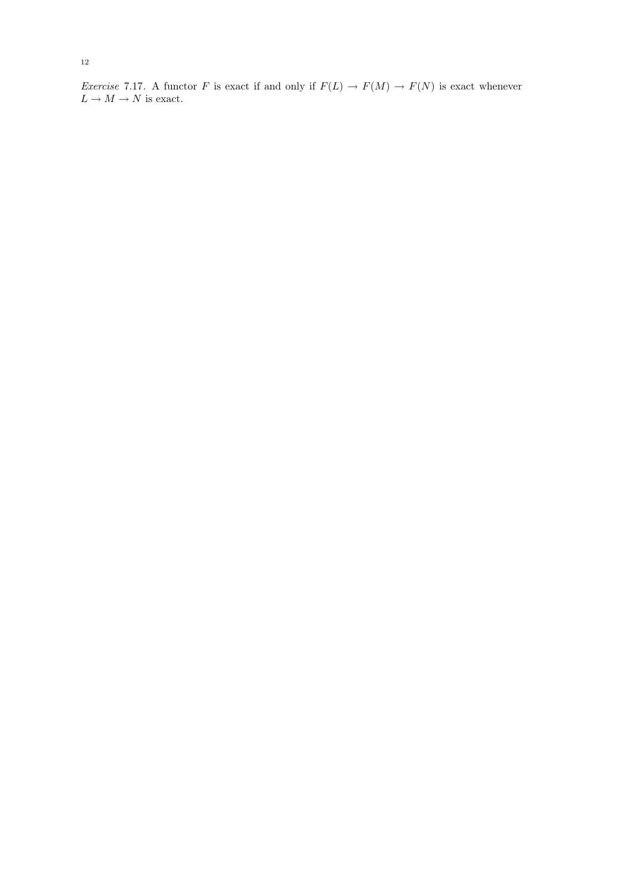*Exercise* 7.17. A functor $F$ is exact if and only if $F(L) \to F(M) \to F(N)$ is exact whenever $L \to M \to N$ is exact.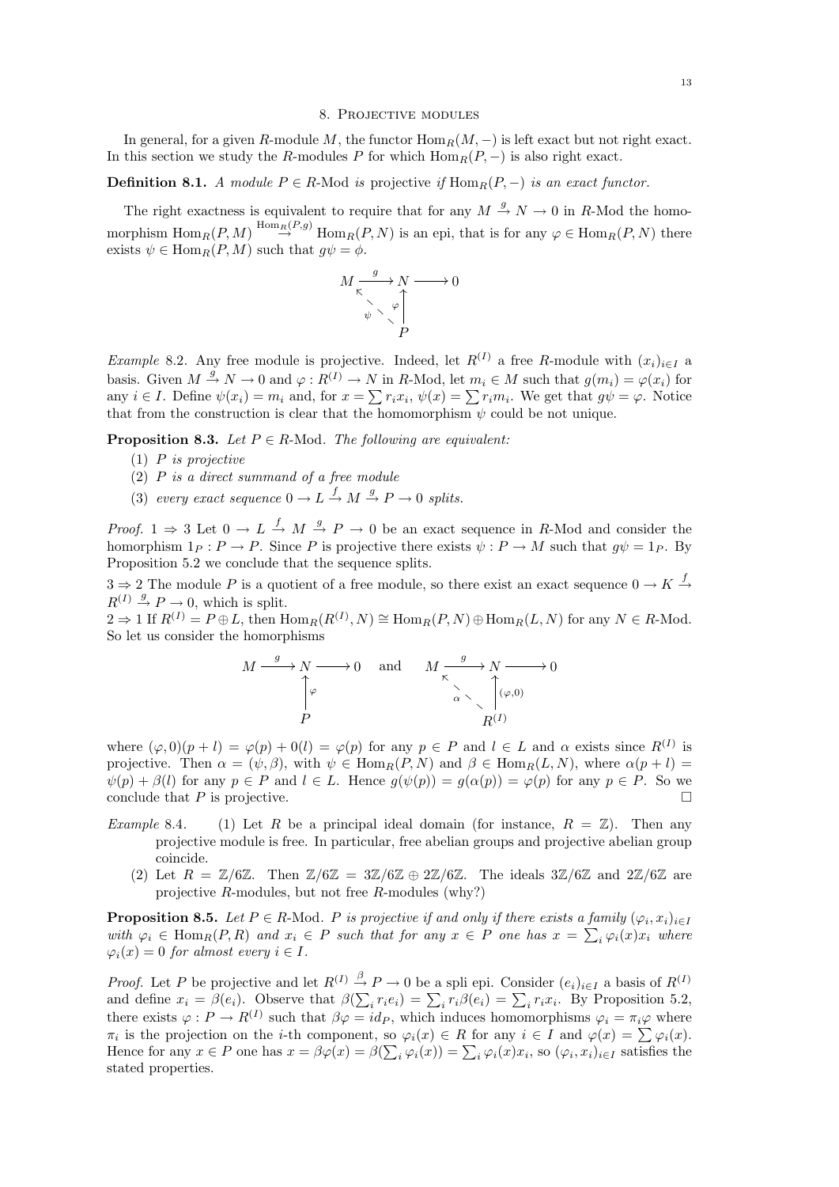## 8. Projective modules

In general, for a given $R$-module $M$, the functor $\mathrm{Hom}_R(M,-)$ is left exact but not right exact. In this section we study the $R$-modules $P$ for which $\mathrm{Hom}_R(P,-)$ is also right exact.

**Definition 8.1.** *A module $P \in R$-Mod is* projective *if $\mathrm{Hom}_R(P,-)$ is an exact functor.*

The right exactness is equivalent to require that for any $M \xrightarrow{g} N \to 0$ in $R$-Mod the homomorphism $\mathrm{Hom}_R(P,M) \xrightarrow{\mathrm{Hom}_R(P,g)} \mathrm{Hom}_R(P,N)$ is an epi, that is for any $\varphi \in \mathrm{Hom}_R(P,N)$ there exists $\psi \in \mathrm{Hom}_R(P,M)$ such that $g\psi = \phi$.

$$
\begin{array}{ccccc}
M & \xrightarrow{g} & N & \longrightarrow & 0 \\
 & \nwarrow^{\psi} & \uparrow{\scriptstyle\varphi} & & \\
 & & P & &
\end{array}
$$

*Example* 8.2. Any free module is projective. Indeed, let $R^{(I)}$ a free $R$-module with $(x_i)_{i\in I}$ a basis. Given $M \xrightarrow{g} N \to 0$ and $\varphi : R^{(I)} \to N$ in $R$-Mod, let $m_i \in M$ such that $g(m_i) = \varphi(x_i)$ for any $i \in I$. Define $\psi(x_i) = m_i$ and, for $x = \sum r_i x_i$, $\psi(x) = \sum r_i m_i$. We get that $g\psi = \varphi$. Notice that from the construction is clear that the homomorphism $\psi$ could be not unique.

**Proposition 8.3.** *Let $P \in R$-Mod. The following are equivalent:*

1. *$P$ is projective*
2. *$P$ is a direct summand of a free module*
3. *every exact sequence $0 \to L \xrightarrow{f} M \xrightarrow{g} P \to 0$ splits.*

*Proof.* $1 \Rightarrow 3$ Let $0 \to L \xrightarrow{f} M \xrightarrow{g} P \to 0$ be an exact sequence in $R$-Mod and consider the homorphism $1_P : P \to P$. Since $P$ is projective there exists $\psi : P \to M$ such that $g\psi = 1_P$. By Proposition 5.2 we conclude that the sequence splits.

$3 \Rightarrow 2$ The module $P$ is a quotient of a free module, so there exist an exact sequence $0 \to K \xrightarrow{f} R^{(I)} \xrightarrow{g} P \to 0$, which is split.

$2 \Rightarrow 1$ If $R^{(I)} = P \oplus L$, then $\mathrm{Hom}_R(R^{(I)}, N) \cong \mathrm{Hom}_R(P,N) \oplus \mathrm{Hom}_R(L,N)$ for any $N \in R$-Mod. So let us consider the homorphisms

$$
\begin{array}{ccccc}
M & \xrightarrow{g} & N & \longrightarrow & 0 \\
 & & \uparrow{\scriptstyle\varphi} & & \\
 & & P & &
\end{array}
\quad \text{and} \quad
\begin{array}{ccccc}
M & \xrightarrow{g} & N & \longrightarrow & 0 \\
 & \nwarrow^{\alpha} & \uparrow{\scriptstyle(\varphi,0)} & & \\
 & & R^{(I)} & &
\end{array}
$$

where $(\varphi,0)(p+l) = \varphi(p) + 0(l) = \varphi(p)$ for any $p \in P$ and $l \in L$ and $\alpha$ exists since $R^{(I)}$ is projective. Then $\alpha = (\psi, \beta)$, with $\psi \in \mathrm{Hom}_R(P,N)$ and $\beta \in \mathrm{Hom}_R(L,N)$, where $\alpha(p+l) = \psi(p) + \beta(l)$ for any $p \in P$ and $l \in L$. Hence $g(\psi(p)) = g(\alpha(p)) = \varphi(p)$ for any $p \in P$. So we conclude that $P$ is projective. $\square$

*Example* 8.4.

1. Let $R$ be a principal ideal domain (for instance, $R = \mathbb{Z}$). Then any projective module is free. In particular, free abelian groups and projective abelian group coincide.
2. Let $R = \mathbb{Z}/6\mathbb{Z}$. Then $\mathbb{Z}/6\mathbb{Z} = 3\mathbb{Z}/6\mathbb{Z} \oplus 2\mathbb{Z}/6\mathbb{Z}$. The ideals $3\mathbb{Z}/6\mathbb{Z}$ and $2\mathbb{Z}/6\mathbb{Z}$ are projective $R$-modules, but not free $R$-modules (why?)

**Proposition 8.5.** *Let $P \in R$-Mod. $P$ is projective if and only if there exists a family $(\varphi_i, x_i)_{i\in I}$ with $\varphi_i \in \mathrm{Hom}_R(P,R)$ and $x_i \in P$ such that for any $x \in P$ one has $x = \sum_i \varphi_i(x) x_i$ where $\varphi_i(x) = 0$ for almost every $i \in I$.*

*Proof.* Let $P$ be projective and let $R^{(I)} \xrightarrow{\beta} P \to 0$ be a spli epi. Consider $(e_i)_{i\in I}$ a basis of $R^{(I)}$ and define $x_i = \beta(e_i)$. Observe that $\beta(\sum_i r_i e_i) = \sum_i r_i \beta(e_i) = \sum_i r_i x_i$. By Proposition 5.2, there exists $\varphi : P \to R^{(I)}$ such that $\beta\varphi = id_P$, which induces homomorphisms $\varphi_i = \pi_i \varphi$ where $\pi_i$ is the projection on the $i$-th component, so $\varphi_i(x) \in R$ for any $i \in I$ and $\varphi(x) = \sum \varphi_i(x)$. Hence for any $x \in P$ one has $x = \beta\varphi(x) = \beta(\sum_i \varphi_i(x)) = \sum_i \varphi_i(x) x_i$, so $(\varphi_i, x_i)_{i\in I}$ satisfies the stated properties.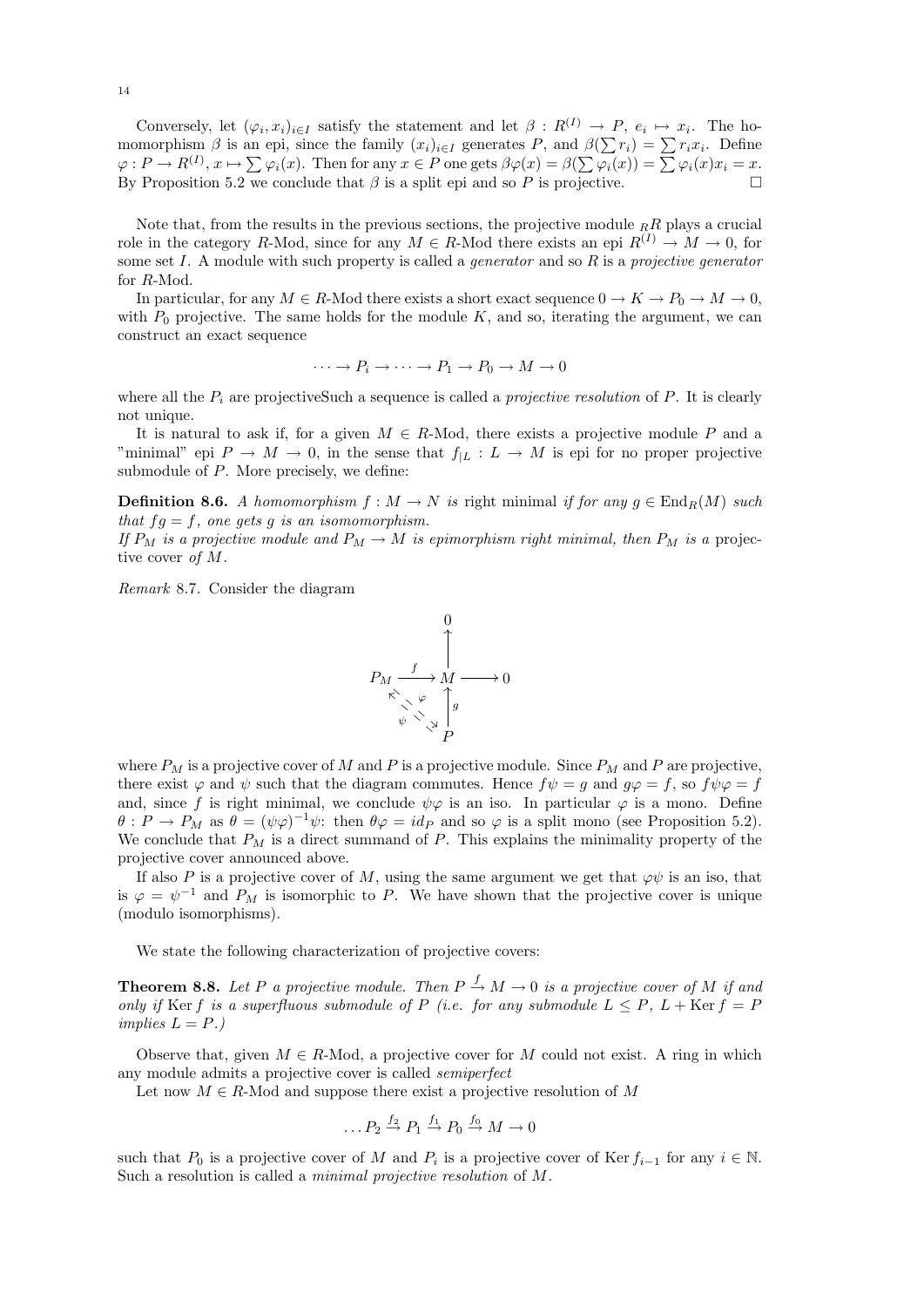Conversely, let $(\varphi_i, x_i)_{i\in I}$ satisfy the statement and let $\beta : R^{(I)} \to P$, $e_i \mapsto x_i$. The homomorphism $\beta$ is an epi, since the family $(x_i)_{i\in I}$ generates $P$, and $\beta(\sum r_i) = \sum r_i x_i$. Define $\varphi : P \to R^{(I)}$, $x \mapsto \sum \varphi_i(x)$. Then for any $x \in P$ one gets $\beta\varphi(x) = \beta(\sum \varphi_i(x)) = \sum \varphi_i(x) x_i = x$. By Proposition 5.2 we conclude that $\beta$ is a split epi and so $P$ is projective. $\square$

Note that, from the results in the previous sections, the projective module ${}_RR$ plays a crucial role in the category $R$-Mod, since for any $M \in R$-Mod there exists an epi $R^{(I)} \to M \to 0$, for some set $I$. A module with such property is called a *generator* and so $R$ is a *projective generator* for $R$-Mod.

In particular, for any $M \in R$-Mod there exists a short exact sequence $0 \to K \to P_0 \to M \to 0$, with $P_0$ projective. The same holds for the module $K$, and so, iterating the argument, we can construct an exact sequence

$$\cdots \to P_i \to \cdots \to P_1 \to P_0 \to M \to 0$$

where all the $P_i$ are projectiveSuch a sequence is called a *projective resolution* of $P$. It is clearly not unique.

It is natural to ask if, for a given $M \in R$-Mod, there exists a projective module $P$ and a "minimal" epi $P \to M \to 0$, in the sense that $f_{|L} : L \to M$ is epi for no proper projective submodule of $P$. More precisely, we define:

**Definition 8.6.** *A homomorphism $f : M \to N$ is* right minimal *if for any $g \in \mathrm{End}_R(M)$ such that $fg = f$, one gets $g$ is an isomomorphism.*
*If $P_M$ is a projective module and $P_M \to M$ is epimorphism right minimal, then $P_M$ is a* projective cover *of $M$.*

*Remark* 8.7. Consider the diagram

$$\begin{array}{ccccc} & & 0 & & \\ & & \uparrow & & \\ P_M & \xrightarrow{f} & M & \longrightarrow & 0 \\ & {\scriptstyle \varphi} \searrow \nwarrow {\scriptstyle \psi} & \uparrow {\scriptstyle g} & & \\ & & P & & \end{array}$$

where $P_M$ is a projective cover of $M$ and $P$ is a projective module. Since $P_M$ and $P$ are projective, there exist $\varphi$ and $\psi$ such that the diagram commutes. Hence $f\psi = g$ and $g\varphi = f$, so $f\psi\varphi = f$ and, since $f$ is right minimal, we conclude $\psi\varphi$ is an iso. In particular $\varphi$ is a mono. Define $\theta : P \to P_M$ as $\theta = (\psi\varphi)^{-1}\psi$: then $\theta\varphi = id_P$ and so $\varphi$ is a split mono (see Proposition 5.2). We conclude that $P_M$ is a direct summand of $P$. This explains the minimality property of the projective cover announced above.

If also $P$ is a projective cover of $M$, using the same argument we get that $\varphi\psi$ is an iso, that is $\varphi = \psi^{-1}$ and $P_M$ is isomorphic to $P$. We have shown that the projective cover is unique (modulo isomorphisms).

We state the following characterization of projective covers:

**Theorem 8.8.** *Let $P$ a projective module. Then $P \xrightarrow{f} M \to 0$ is a projective cover of $M$ if and only if $\mathrm{Ker}\, f$ is a superfluous submodule of $P$ (i.e. for any submodule $L \leq P$, $L + \mathrm{Ker}\, f = P$ implies $L = P$.)*

Observe that, given $M \in R$-Mod, a projective cover for $M$ could not exist. A ring in which any module admits a projective cover is called *semiperfect*

Let now $M \in R$-Mod and suppose there exist a projective resolution of $M$

$$\ldots P_2 \xrightarrow{f_2} P_1 \xrightarrow{f_1} P_0 \xrightarrow{f_0} M \to 0$$

such that $P_0$ is a projective cover of $M$ and $P_i$ is a projective cover of $\mathrm{Ker}\, f_{i-1}$ for any $i \in \mathbb{N}$. Such a resolution is called a *minimal projective resolution* of $M$.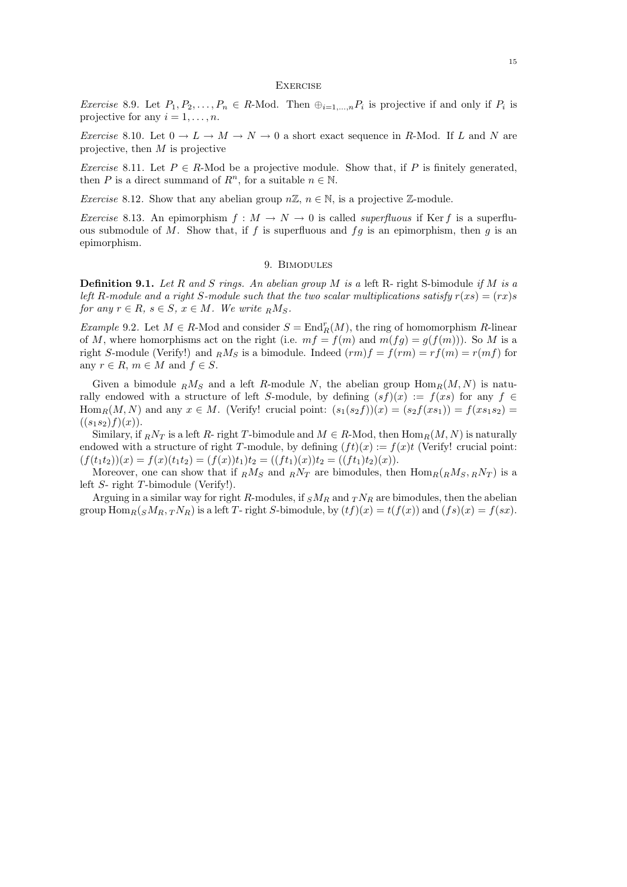### Exercise

*Exercise* 8.9. Let $P_1, P_2, \dots, P_n \in R$-Mod. Then $\oplus_{i=1,\dots,n} P_i$ is projective if and only if $P_i$ is projective for any $i = 1, \dots, n$.

*Exercise* 8.10. Let $0 \to L \to M \to N \to 0$ a short exact sequence in $R$-Mod. If $L$ and $N$ are projective, then $M$ is projective

*Exercise* 8.11. Let $P \in R$-Mod be a projective module. Show that, if $P$ is finitely generated, then $P$ is a direct summand of $R^n$, for a suitable $n \in \mathbb{N}$.

*Exercise* 8.12. Show that any abelian group $n\mathbb{Z}$, $n \in \mathbb{N}$, is a projective $\mathbb{Z}$-module.

*Exercise* 8.13. An epimorphism $f : M \to N \to 0$ is called *superfluous* if $\operatorname{Ker} f$ is a superfluous submodule of $M$. Show that, if $f$ is superfluous and $fg$ is an epimorphism, then $g$ is an epimorphism.

## 9. Bimodules

**Definition 9.1.** *Let $R$ and $S$ rings. An abelian group $M$ is a* left R- right S-bimodule *if $M$ is a left $R$-module and a right $S$-module such that the two scalar multiplications satisfy $r(xs) = (rx)s$ for any $r \in R$, $s \in S$, $x \in M$. We write ${}_R M_S$.*

*Example* 9.2. Let $M \in R$-Mod and consider $S = \operatorname{End}^r_R(M)$, the ring of homomorphism $R$-linear of $M$, where homorphisms act on the right (i.e. $mf = f(m)$ and $m(fg) = g(f(m))$). So $M$ is a right $S$-module (Verify!) and ${}_R M_S$ is a bimodule. Indeed $(rm)f = f(rm) = rf(m) = r(mf)$ for any $r \in R$, $m \in M$ and $f \in S$.

Given a bimodule ${}_R M_S$ and a left $R$-module $N$, the abelian group $\operatorname{Hom}_R(M, N)$ is naturally endowed with a structure of left $S$-module, by defining $(sf)(x) := f(xs)$ for any $f \in \operatorname{Hom}_R(M, N)$ and any $x \in M$. (Verify! crucial point: $(s_1(s_2 f))(x) = (s_2 f(xs_1)) = f(xs_1 s_2) = ((s_1 s_2)f)(x)$).

Similary, if ${}_R N_T$ is a left $R$- right $T$-bimodule and $M \in R$-Mod, then $\operatorname{Hom}_R(M, N)$ is naturally endowed with a structure of right $T$-module, by defining $(ft)(x) := f(x)t$ (Verify! crucial point: $(f(t_1 t_2))(x) = f(x)(t_1 t_2) = (f(x))t_1)t_2 = ((ft_1)(x))t_2 = ((ft_1)t_2)(x)$).

Moreover, one can show that if ${}_R M_S$ and ${}_R N_T$ are bimodules, then $\operatorname{Hom}_R({}_R M_S, {}_R N_T)$ is a left $S$- right $T$-bimodule (Verify!).

Arguing in a similar way for right $R$-modules, if ${}_S M_R$ and ${}_T N_R$ are bimodules, then the abelian group $\operatorname{Hom}_R({}_S M_R, {}_T N_R)$ is a left $T$- right $S$-bimodule, by $(tf)(x) = t(f(x))$ and $(fs)(x) = f(sx)$.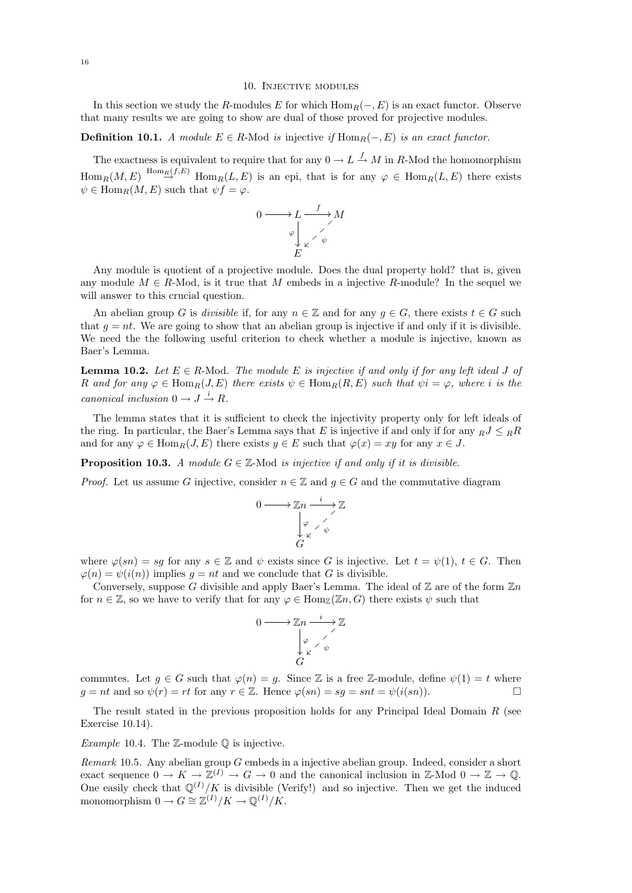## 10. Injective modules

In this section we study the $R$-modules $E$ for which $\operatorname{Hom}_R(-, E)$ is an exact functor. Observe that many results we are going to show are dual of those proved for projective modules.

**Definition 10.1.** *A module $E \in R$-Mod is* injective *if $\operatorname{Hom}_R(-, E)$ is an exact functor.*

The exactness is equivalent to require that for any $0 \to L \xrightarrow{f} M$ in $R$-Mod the homomorphism $\operatorname{Hom}_R(M, E) \xrightarrow{\operatorname{Hom}_R(f,E)} \operatorname{Hom}_R(L, E)$ is an epi, that is for any $\varphi \in \operatorname{Hom}_R(L, E)$ there exists $\psi \in \operatorname{Hom}_R(M, E)$ such that $\psi f = \varphi$.

$$
\begin{array}{ccccc}
0 & \longrightarrow & L & \xrightarrow{f} & M \\
 & & \varphi \downarrow & \swarrow \psi & \\
 & & E & &
\end{array}
$$

Any module is quotient of a projective module. Does the dual property hold? that is, given any module $M \in R$-Mod, is it true that $M$ embeds in a injective $R$-module? In the sequel we will answer to this crucial question.

An abelian group $G$ is *divisible* if, for any $n \in \mathbb{Z}$ and for any $g \in G$, there exists $t \in G$ such that $g = nt$. We are going to show that an abelian group is injective if and only if it is divisible. We need the the following useful criterion to check whether a module is injective, known as Baer's Lemma.

**Lemma 10.2.** *Let $E \in R$-Mod. The module $E$ is injective if and only if for any left ideal $J$ of $R$ and for any $\varphi \in \operatorname{Hom}_R(J, E)$ there exists $\psi \in \operatorname{Hom}_R(R, E)$ such that $\psi i = \varphi$, where $i$ is the canonical inclusion $0 \to J \xrightarrow{i} R$.*

The lemma states that it is sufficient to check the injectivity property only for left ideals of the ring. In particular, the Baer's Lemma says that $E$ is injective if and only if for any ${}_RJ \leq {}_RR$ and for any $\varphi \in \operatorname{Hom}_R(J, E)$ there exists $y \in E$ such that $\varphi(x) = xy$ for any $x \in J$.

**Proposition 10.3.** *A module $G \in \mathbb{Z}$-Mod is injective if and only if it is divisible.*

*Proof.* Let us assume $G$ injective, consider $n \in \mathbb{Z}$ and $g \in G$ and the commutative diagram

$$
\begin{array}{ccccc}
0 & \longrightarrow & \mathbb{Z}n & \xrightarrow{i} & \mathbb{Z} \\
 & & \downarrow \varphi & \swarrow \psi & \\
 & & G & &
\end{array}
$$

where $\varphi(sn) = sg$ for any $s \in \mathbb{Z}$ and $\psi$ exists since $G$ is injective. Let $t = \psi(1)$, $t \in G$. Then $\varphi(n) = \psi(i(n))$ implies $g = nt$ and we conclude that $G$ is divisible.

Conversely, suppose $G$ divisible and apply Baer's Lemma. The ideal of $\mathbb{Z}$ are of the form $\mathbb{Z}n$ for $n \in \mathbb{Z}$, so we have to verify that for any $\varphi \in \operatorname{Hom}_{\mathbb{Z}}(\mathbb{Z}n, G)$ there exists $\psi$ such that

$$
\begin{array}{ccccc}
0 & \longrightarrow & \mathbb{Z}n & \xrightarrow{i} & \mathbb{Z} \\
 & & \downarrow \varphi & \swarrow \psi & \\
 & & G & &
\end{array}
$$

commutes. Let $g \in G$ such that $\varphi(n) = g$. Since $\mathbb{Z}$ is a free $\mathbb{Z}$-module, define $\psi(1) = t$ where $g = nt$ and so $\psi(r) = rt$ for any $r \in \mathbb{Z}$. Hence $\varphi(sn) = sg = snt = \psi(i(sn))$. □

The result stated in the previous proposition holds for any Principal Ideal Domain $R$ (see Exercise 10.14).

*Example* 10.4. The $\mathbb{Z}$-module $\mathbb{Q}$ is injective.

*Remark* 10.5. Any abelian group $G$ embeds in a injective abelian group. Indeed, consider a short exact sequence $0 \to K \to \mathbb{Z}^{(I)} \to G \to 0$ and the canonical inclusion in $\mathbb{Z}$-Mod $0 \to \mathbb{Z} \to \mathbb{Q}$. One easily check that $\mathbb{Q}^{(I)}/K$ is divisible (Verify!) and so injective. Then we get the induced monomorphism $0 \to G \cong \mathbb{Z}^{(I)}/K \to \mathbb{Q}^{(I)}/K$.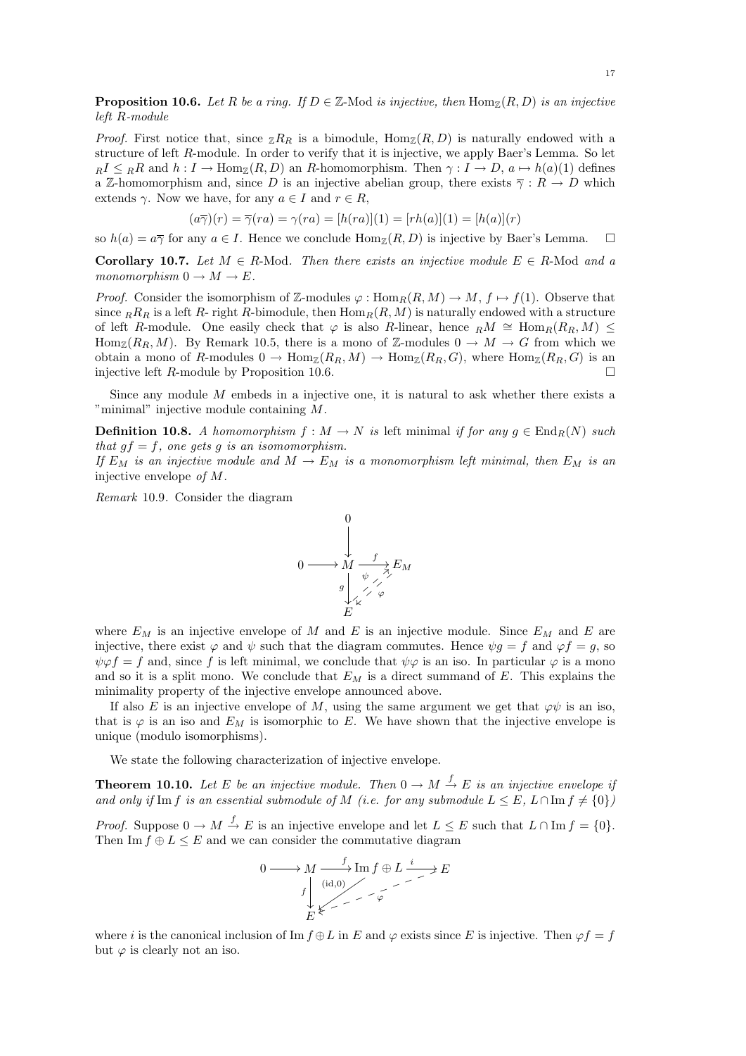**Proposition 10.6.** *Let $R$ be a ring. If $D \in \mathbb{Z}$-Mod is injective, then $\mathrm{Hom}_{\mathbb{Z}}(R, D)$ is an injective left $R$-module*

*Proof.* First notice that, since ${}_{\mathbb{Z}}R_R$ is a bimodule, $\mathrm{Hom}_{\mathbb{Z}}(R, D)$ is naturally endowed with a structure of left $R$-module. In order to verify that it is injective, we apply Baer's Lemma. So let ${}_RI \leq {}_RR$ and $h : I \to \mathrm{Hom}_{\mathbb{Z}}(R, D)$ an $R$-homomorphism. Then $\gamma : I \to D$, $a \mapsto h(a)(1)$ defines a $\mathbb{Z}$-homomorphism and, since $D$ is an injective abelian group, there exists $\overline{\gamma} : R \to D$ which extends $\gamma$. Now we have, for any $a \in I$ and $r \in R$,

$$(a\overline{\gamma})(r) = \overline{\gamma}(ra) = \gamma(ra) = [h(ra)](1) = [rh(a)](1) = [h(a)](r)$$

so $h(a) = a\overline{\gamma}$ for any $a \in I$. Hence we conclude $\mathrm{Hom}_{\mathbb{Z}}(R, D)$ is injective by Baer's Lemma. $\square$

**Corollary 10.7.** *Let $M \in R$-Mod. Then there exists an injective module $E \in R$-Mod and a monomorphism $0 \to M \to E$.*

*Proof.* Consider the isomorphism of $\mathbb{Z}$-modules $\varphi : \mathrm{Hom}_R(R, M) \to M$, $f \mapsto f(1)$. Observe that since ${}_RR_R$ is a left $R$- right $R$-bimodule, then $\mathrm{Hom}_R(R, M)$ is naturally endowed with a structure of left $R$-module. One easily check that $\varphi$ is also $R$-linear, hence ${}_RM \cong \mathrm{Hom}_R(R_R, M) \leq \mathrm{Hom}_{\mathbb{Z}}(R_R, M)$. By Remark 10.5, there is a mono of $\mathbb{Z}$-modules $0 \to M \to G$ from which we obtain a mono of $R$-modules $0 \to \mathrm{Hom}_{\mathbb{Z}}(R_R, M) \to \mathrm{Hom}_{\mathbb{Z}}(R_R, G)$, where $\mathrm{Hom}_{\mathbb{Z}}(R_R, G)$ is an injective left $R$-module by Proposition 10.6. $\square$

Since any module $M$ embeds in a injective one, it is natural to ask whether there exists a "minimal" injective module containing $M$.

**Definition 10.8.** *A homomorphism $f : M \to N$ is* left minimal *if for any $g \in \mathrm{End}_R(N)$ such that $gf = f$, one gets $g$ is an isomomorphism.*
*If $E_M$ is an injective module and $M \to E_M$ is a monomorphism left minimal, then $E_M$ is an* injective envelope *of $M$.*

*Remark* 10.9. Consider the diagram

$$\begin{array}{ccccc} & & 0 & & \\ & & \downarrow & & \\ 0 & \longrightarrow & M & \xrightarrow{f} & E_M \\ & & {\scriptstyle g}\downarrow & \overset{\psi}{\nearrow}\ \swarrow{\scriptstyle \varphi} & \\ & & E & & \end{array}$$

where $E_M$ is an injective envelope of $M$ and $E$ is an injective module. Since $E_M$ and $E$ are injective, there exist $\varphi$ and $\psi$ such that the diagram commutes. Hence $\psi g = f$ and $\varphi f = g$, so $\psi\varphi f = f$ and, since $f$ is left minimal, we conclude that $\psi\varphi$ is an iso. In particular $\varphi$ is a mono and so it is a split mono. We conclude that $E_M$ is a direct summand of $E$. This explains the minimality property of the injective envelope announced above.

If also $E$ is an injective envelope of $M$, using the same argument we get that $\varphi\psi$ is an iso, that is $\varphi$ is an iso and $E_M$ is isomorphic to $E$. We have shown that the injective envelope is unique (modulo isomorphisms).

We state the following characterization of injective envelope.

**Theorem 10.10.** *Let $E$ be an injective module. Then $0 \to M \xrightarrow{f} E$ is an injective envelope if and only if $\mathrm{Im}\, f$ is an essential submodule of $M$ (i.e. for any submodule $L \leq E$, $L \cap \mathrm{Im}\, f \neq \{0\}$)*

*Proof.* Suppose $0 \to M \xrightarrow{f} E$ is an injective envelope and let $L \leq E$ such that $L \cap \mathrm{Im}\, f = \{0\}$. Then $\mathrm{Im}\, f \oplus L \leq E$ and we can consider the commutative diagram

$$\begin{array}{ccccccc} 0 & \longrightarrow & M & \xrightarrow{f} & \mathrm{Im}\, f \oplus L & \xrightarrow{i} & E \\ & & {\scriptstyle f}\downarrow & \swarrow{\scriptstyle (\mathrm{id},0)} & & \swarrow{\scriptstyle \varphi} & \\ & & E & & & & \end{array}$$

where $i$ is the canonical inclusion of $\mathrm{Im}\, f \oplus L$ in $E$ and $\varphi$ exists since $E$ is injective. Then $\varphi f = f$ but $\varphi$ is clearly not an iso.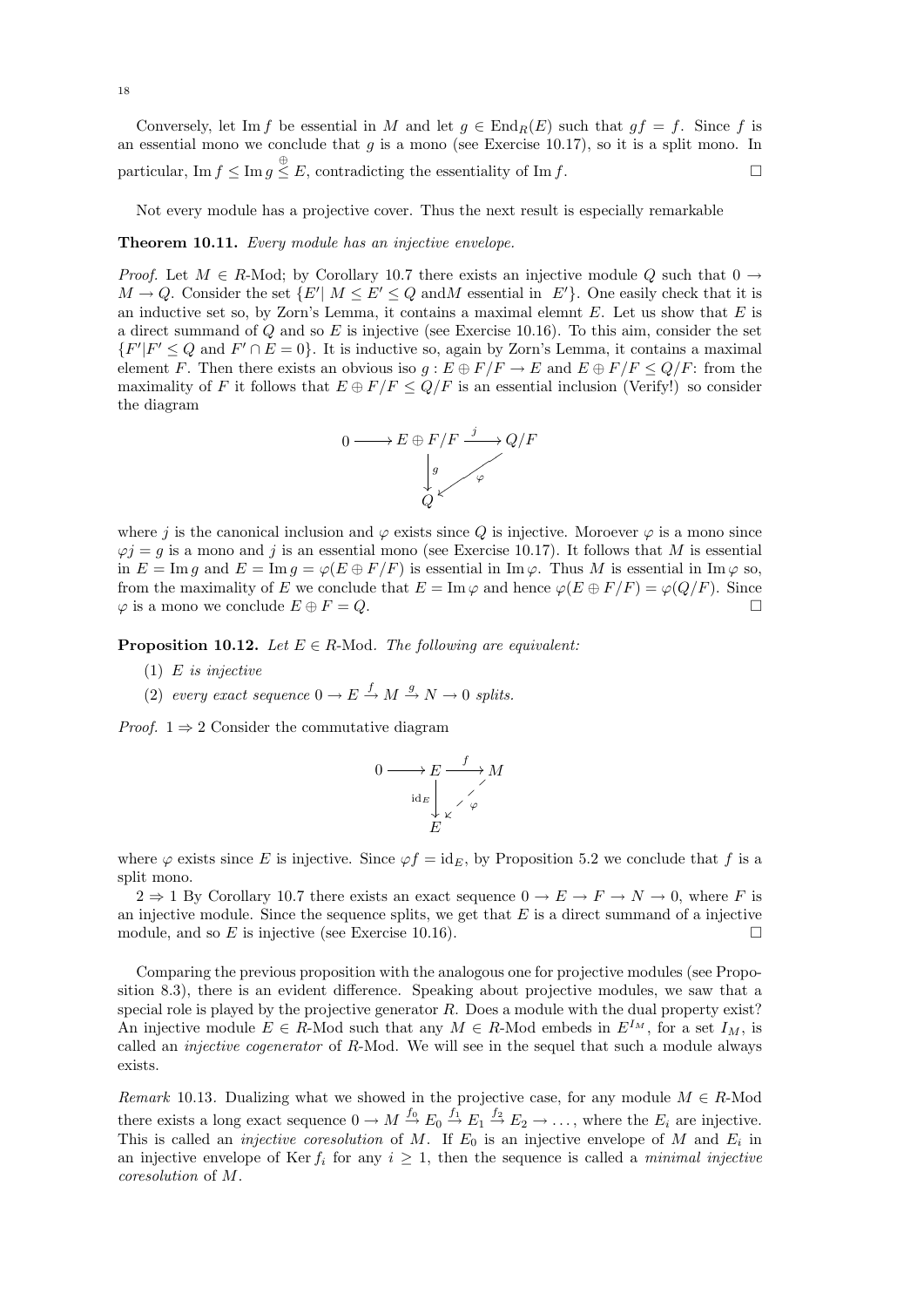Conversely, let $\operatorname{Im} f$ be essential in $M$ and let $g \in \operatorname{End}_R(E)$ such that $gf = f$. Since $f$ is an essential mono we conclude that $g$ is a mono (see Exercise 10.17), so it is a split mono. In particular, $\operatorname{Im} f \leq \operatorname{Im} g \overset{\oplus}{\leq} E$, contradicting the essentiality of $\operatorname{Im} f$. $\square$

Not every module has a projective cover. Thus the next result is especially remarkable

**Theorem 10.11.** *Every module has an injective envelope.*

*Proof.* Let $M \in R$-Mod; by Corollary 10.7 there exists an injective module $Q$ such that $0 \to M \to Q$. Consider the set $\{E' |\ M \leq E' \leq Q$ and$M$ essential in $E'\}$. One easily check that it is an inductive set so, by Zorn's Lemma, it contains a maximal elemnt $E$. Let us show that $E$ is a direct summand of $Q$ and so $E$ is injective (see Exercise 10.16). To this aim, consider the set $\{F' | F' \leq Q$ and $F' \cap E = 0\}$. It is inductive so, again by Zorn's Lemma, it contains a maximal element $F$. Then there exists an obvious iso $g : E \oplus F/F \to E$ and $E \oplus F/F \leq Q/F$: from the maximality of $F$ it follows that $E \oplus F/F \leq Q/F$ is an essential inclusion (Verify!) so consider the diagram

$$\begin{array}{ccccc} 0 & \longrightarrow & E \oplus F/F & \xrightarrow{\ j\ } & Q/F \\ & & \big\downarrow g & \swarrow \varphi & \\ & & Q & & \end{array}$$

where $j$ is the canonical inclusion and $\varphi$ exists since $Q$ is injective. Moroever $\varphi$ is a mono since $\varphi j = g$ is a mono and $j$ is an essential mono (see Exercise 10.17). It follows that $M$ is essential in $E = \operatorname{Im} g$ and $E = \operatorname{Im} g = \varphi(E \oplus F/F)$ is essential in $\operatorname{Im} \varphi$. Thus $M$ is essential in $\operatorname{Im} \varphi$ so, from the maximality of $E$ we conclude that $E = \operatorname{Im} \varphi$ and hence $\varphi(E \oplus F/F) = \varphi(Q/F)$. Since $\varphi$ is a mono we conclude $E \oplus F = Q$. $\square$

**Proposition 10.12.** *Let $E \in R$-Mod. The following are equivalent:*

1. *$E$ is injective*
2. *every exact sequence $0 \to E \xrightarrow{f} M \xrightarrow{g} N \to 0$ splits.*

*Proof.* $1 \Rightarrow 2$ Consider the commutative diagram

$$\begin{array}{ccccc} 0 & \longrightarrow & E & \xrightarrow{\ f\ } & M \\ & & \big\downarrow \mathrm{id}_E & \swarrow \varphi & \\ & & E & & \end{array}$$

where $\varphi$ exists since $E$ is injective. Since $\varphi f = \mathrm{id}_E$, by Proposition 5.2 we conclude that $f$ is a split mono.

$2 \Rightarrow 1$ By Corollary 10.7 there exists an exact sequence $0 \to E \to F \to N \to 0$, where $F$ is an injective module. Since the sequence splits, we get that $E$ is a direct summand of a injective module, and so $E$ is injective (see Exercise 10.16). $\square$

Comparing the previous proposition with the analogous one for projective modules (see Proposition 8.3), there is an evident difference. Speaking about projective modules, we saw that a special role is played by the projective generator $R$. Does a module with the dual property exist? An injective module $E \in R$-Mod such that any $M \in R$-Mod embeds in $E^{I_M}$, for a set $I_M$, is called an *injective cogenerator* of $R$-Mod. We will see in the sequel that such a module always exists.

*Remark* 10.13. Dualizing what we showed in the projective case, for any module $M \in R$-Mod there exists a long exact sequence $0 \to M \xrightarrow{f_0} E_0 \xrightarrow{f_1} E_1 \xrightarrow{f_2} E_2 \to \dots$, where the $E_i$ are injective. This is called an *injective coresolution* of $M$. If $E_0$ is an injective envelope of $M$ and $E_i$ in an injective envelope of $\operatorname{Ker} f_i$ for any $i \geq 1$, then the sequence is called a *minimal injective coresolution* of $M$.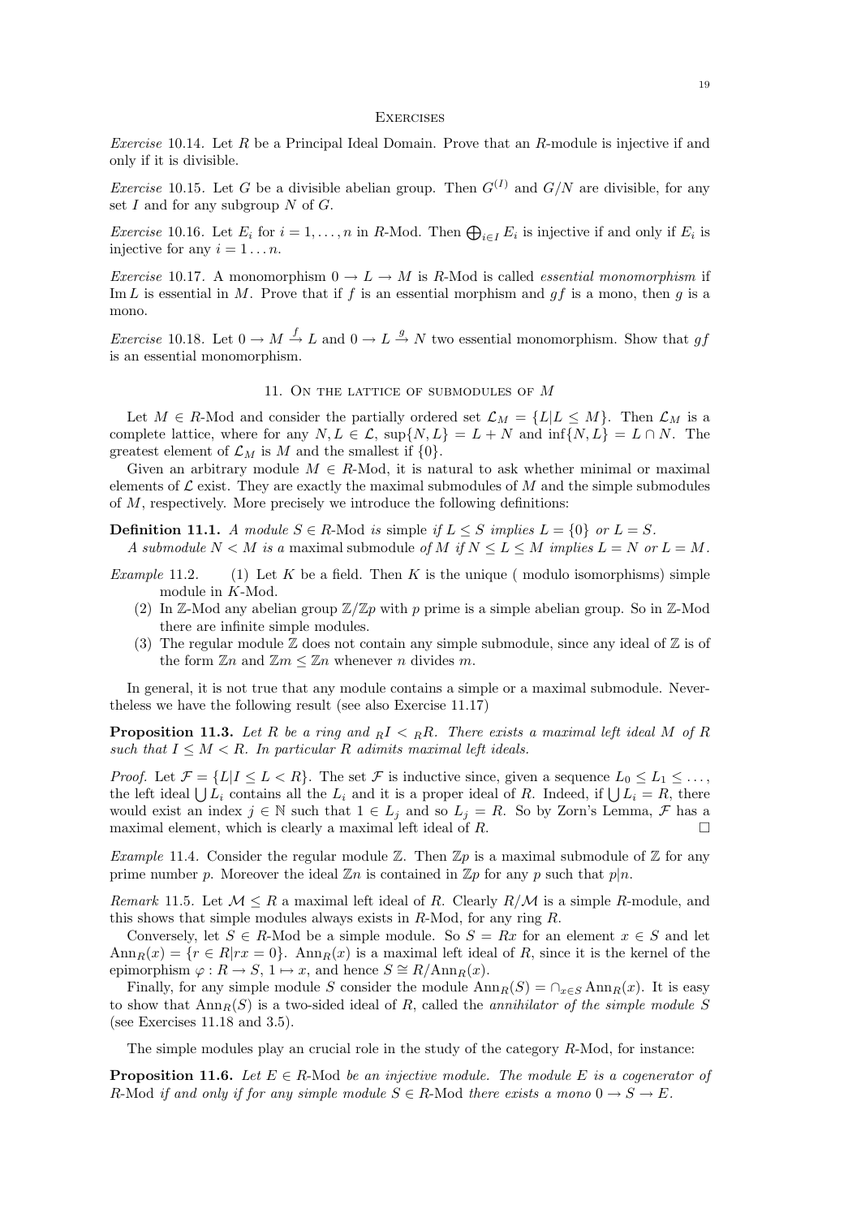## Exercises

*Exercise* 10.14. Let $R$ be a Principal Ideal Domain. Prove that an $R$-module is injective if and only if it is divisible.

*Exercise* 10.15. Let $G$ be a divisible abelian group. Then $G^{(I)}$ and $G/N$ are divisible, for any set $I$ and for any subgroup $N$ of $G$.

*Exercise* 10.16. Let $E_i$ for $i = 1, \dots, n$ in $R$-Mod. Then $\bigoplus_{i \in I} E_i$ is injective if and only if $E_i$ is injective for any $i = 1 \dots n$.

*Exercise* 10.17. A monomorphism $0 \to L \to M$ is $R$-Mod is called *essential monomorphism* if $\operatorname{Im} L$ is essential in $M$. Prove that if $f$ is an essential morphism and $gf$ is a mono, then $g$ is a mono.

*Exercise* 10.18. Let $0 \to M \xrightarrow{f} L$ and $0 \to L \xrightarrow{g} N$ two essential monomorphism. Show that $gf$ is an essential monomorphism.

## 11. On the lattice of submodules of $M$

Let $M \in R$-Mod and consider the partially ordered set $\mathcal{L}_M = \{L | L \leq M\}$. Then $\mathcal{L}_M$ is a complete lattice, where for any $N, L \in \mathcal{L}$, $\sup\{N, L\} = L + N$ and $\inf\{N, L\} = L \cap N$. The greatest element of $\mathcal{L}_M$ is $M$ and the smallest if $\{0\}$.

Given an arbitrary module $M \in R$-Mod, it is natural to ask whether minimal or maximal elements of $\mathcal{L}$ exist. They are exactly the maximal submodules of $M$ and the simple submodules of $M$, respectively. More precisely we introduce the following definitions:

**Definition 11.1.** *A module $S \in R$-Mod is* simple *if $L \leq S$ implies $L = \{0\}$ or $L = S$.*

*A submodule $N < M$ is a* maximal submodule *of $M$ if $N \leq L \leq M$ implies $L = N$ or $L = M$.*

*Example* 11.2.
1. Let $K$ be a field. Then $K$ is the unique ( modulo isomorphisms) simple module in $K$-Mod.
2. In $\mathbb{Z}$-Mod any abelian group $\mathbb{Z}/\mathbb{Z}p$ with $p$ prime is a simple abelian group. So in $\mathbb{Z}$-Mod there are infinite simple modules.
3. The regular module $\mathbb{Z}$ does not contain any simple submodule, since any ideal of $\mathbb{Z}$ is of the form $\mathbb{Z}n$ and $\mathbb{Z}m \leq \mathbb{Z}n$ whenever $n$ divides $m$.

In general, it is not true that any module contains a simple or a maximal submodule. Nevertheless we have the following result (see also Exercise 11.17)

**Proposition 11.3.** *Let $R$ be a ring and $_RI < {_RR}$. There exists a maximal left ideal $M$ of $R$ such that $I \leq M < R$. In particular $R$ adimits maximal left ideals.*

*Proof.* Let $\mathcal{F} = \{L | I \leq L < R\}$. The set $\mathcal{F}$ is inductive since, given a sequence $L_0 \leq L_1 \leq \dots$, the left ideal $\bigcup L_i$ contains all the $L_i$ and it is a proper ideal of $R$. Indeed, if $\bigcup L_i = R$, there would exist an index $j \in \mathbb{N}$ such that $1 \in L_j$ and so $L_j = R$. So by Zorn's Lemma, $\mathcal{F}$ has a maximal element, which is clearly a maximal left ideal of $R$. □

*Example* 11.4. Consider the regular module $\mathbb{Z}$. Then $\mathbb{Z}p$ is a maximal submodule of $\mathbb{Z}$ for any prime number $p$. Moreover the ideal $\mathbb{Z}n$ is contained in $\mathbb{Z}p$ for any $p$ such that $p|n$.

*Remark* 11.5. Let $\mathcal{M} \leq R$ a maximal left ideal of $R$. Clearly $R/\mathcal{M}$ is a simple $R$-module, and this shows that simple modules always exists in $R$-Mod, for any ring $R$.

Conversely, let $S \in R$-Mod be a simple module. So $S = Rx$ for an element $x \in S$ and let $\operatorname{Ann}_R(x) = \{r \in R | rx = 0\}$. $\operatorname{Ann}_R(x)$ is a maximal left ideal of $R$, since it is the kernel of the epimorphism $\varphi : R \to S$, $1 \mapsto x$, and hence $S \cong R/\operatorname{Ann}_R(x)$.

Finally, for any simple module $S$ consider the module $\operatorname{Ann}_R(S) = \cap_{x \in S} \operatorname{Ann}_R(x)$. It is easy to show that $\operatorname{Ann}_R(S)$ is a two-sided ideal of $R$, called the *annihilator of the simple module $S$* (see Exercises 11.18 and 3.5).

The simple modules play an crucial role in the study of the category $R$-Mod, for instance:

**Proposition 11.6.** *Let $E \in R$-Mod be an injective module. The module $E$ is a cogenerator of $R$-Mod if and only if for any simple module $S \in R$-Mod there exists a mono $0 \to S \to E$.*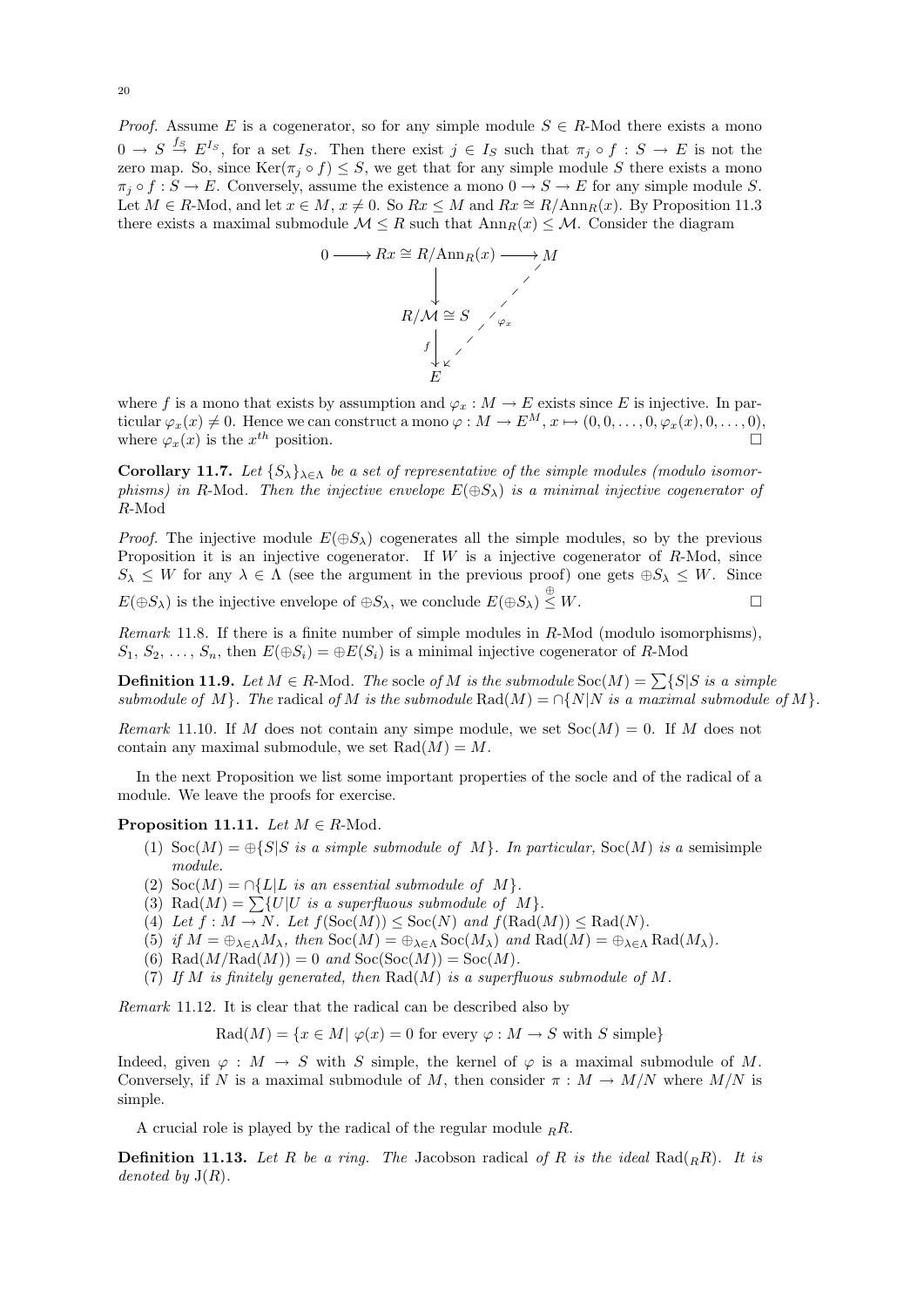*Proof.* Assume $E$ is a cogenerator, so for any simple module $S \in R$-Mod there exists a mono $0 \to S \xrightarrow{f_S} E^{I_S}$, for a set $I_S$. Then there exist $j \in I_S$ such that $\pi_j \circ f : S \to E$ is not the zero map. So, since $\mathrm{Ker}(\pi_j \circ f) \leq S$, we get that for any simple module $S$ there exists a mono $\pi_j \circ f : S \to E$. Conversely, assume the existence a mono $0 \to S \to E$ for any simple module $S$. Let $M \in R$-Mod, and let $x \in M$, $x \neq 0$. So $Rx \leq M$ and $Rx \cong R/\mathrm{Ann}_R(x)$. By Proposition 11.3 there exists a maximal submodule $\mathcal{M} \leq R$ such that $\mathrm{Ann}_R(x) \leq \mathcal{M}$. Consider the diagram

$$
\begin{array}{ccc}
0 \longrightarrow Rx \cong R/\mathrm{Ann}_R(x) & \longrightarrow & M \\
\downarrow & \swarrow_{\varphi_x} & \\
R/\mathcal{M} \cong S & & \\
f \downarrow & & \\
E & &
\end{array}
$$

where $f$ is a mono that exists by assumption and $\varphi_x : M \to E$ exists since $E$ is injective. In particular $\varphi_x(x) \neq 0$. Hence we can construct a mono $\varphi : M \to E^M$, $x \mapsto (0, 0, \ldots, 0, \varphi_x(x), 0, \ldots, 0)$, where $\varphi_x(x)$ is the $x^{th}$ position. □

**Corollary 11.7.** *Let $\{S_\lambda\}_{\lambda \in \Lambda}$ be a set of representative of the simple modules (modulo isomorphisms) in $R$-Mod. Then the injective envelope $E(\oplus S_\lambda)$ is a minimal injective cogenerator of $R$-Mod*

*Proof.* The injective module $E(\oplus S_\lambda)$ cogenerates all the simple modules, so by the previous Proposition it is an injective cogenerator. If $W$ is a injective cogenerator of $R$-Mod, since $S_\lambda \leq W$ for any $\lambda \in \Lambda$ (see the argument in the previous proof) one gets $\oplus S_\lambda \leq W$. Since $E(\oplus S_\lambda)$ is the injective envelope of $\oplus S_\lambda$, we conclude $E(\oplus S_\lambda) \overset{\oplus}{\leq} W$. □

*Remark* 11.8. If there is a finite number of simple modules in $R$-Mod (modulo isomorphisms), $S_1, S_2, \ldots, S_n$, then $E(\oplus S_i) = \oplus E(S_i)$ is a minimal injective cogenerator of $R$-Mod

**Definition 11.9.** *Let $M \in R$-Mod. The* socle *of $M$ is the submodule $\mathrm{Soc}(M) = \sum\{S | S$ is a simple submodule of $M\}$. The* radical *of $M$ is the submodule $\mathrm{Rad}(M) = \cap\{N | N$ is a maximal submodule of $M\}$.*

*Remark* 11.10. If $M$ does not contain any simpe module, we set $\mathrm{Soc}(M) = 0$. If $M$ does not contain any maximal submodule, we set $\mathrm{Rad}(M) = M$.

In the next Proposition we list some important properties of the socle and of the radical of a module. We leave the proofs for exercise.

**Proposition 11.11.** *Let $M \in R$-Mod.*

1. $\mathrm{Soc}(M) = \oplus\{S | S$ *is a simple submodule of* $M\}$. *In particular,* $\mathrm{Soc}(M)$ *is a* semisimple *module.*
2. $\mathrm{Soc}(M) = \cap\{L | L$ *is an essential submodule of* $M\}$.
3. $\mathrm{Rad}(M) = \sum\{U | U$ *is a superfluous submodule of* $M\}$.
4. *Let* $f : M \to N$. *Let* $f(\mathrm{Soc}(M)) \leq \mathrm{Soc}(N)$ *and* $f(\mathrm{Rad}(M)) \leq \mathrm{Rad}(N)$.
5. *if* $M = \oplus_{\lambda \in \Lambda} M_\lambda$, *then* $\mathrm{Soc}(M) = \oplus_{\lambda \in \Lambda} \mathrm{Soc}(M_\lambda)$ *and* $\mathrm{Rad}(M) = \oplus_{\lambda \in \Lambda} \mathrm{Rad}(M_\lambda)$.
6. $\mathrm{Rad}(M/\mathrm{Rad}(M)) = 0$ *and* $\mathrm{Soc}(\mathrm{Soc}(M)) = \mathrm{Soc}(M)$.
7. *If $M$ is finitely generated, then $\mathrm{Rad}(M)$ is a superfluous submodule of $M$.*

*Remark* 11.12. It is clear that the radical can be described also by

$$\mathrm{Rad}(M) = \{x \in M | \ \varphi(x) = 0 \text{ for every } \varphi : M \to S \text{ with } S \text{ simple}\}$$

Indeed, given $\varphi : M \to S$ with $S$ simple, the kernel of $\varphi$ is a maximal submodule of $M$. Conversely, if $N$ is a maximal submodule of $M$, then consider $\pi : M \to M/N$ where $M/N$ is simple.

A crucial role is played by the radical of the regular module ${}_RR$.

**Definition 11.13.** *Let $R$ be a ring. The* Jacobson radical *of $R$ is the ideal $\mathrm{Rad}({}_RR)$. It is denoted by $\mathrm{J}(R)$.*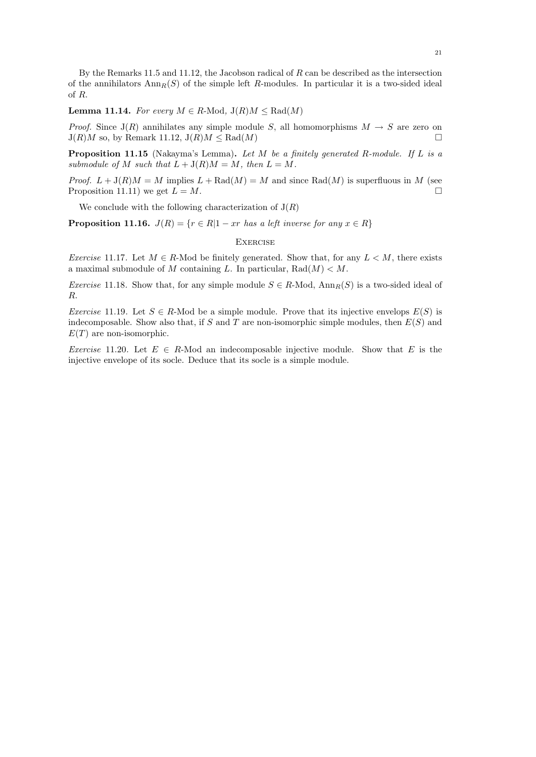By the Remarks 11.5 and 11.12, the Jacobson radical of $R$ can be described as the intersection of the annihilators $\mathrm{Ann}_R(S)$ of the simple left $R$-modules. In particular it is a two-sided ideal of $R$.

**Lemma 11.14.** *For every $M \in R$-Mod, $\mathrm{J}(R)M \leq \mathrm{Rad}(M)$*

*Proof.* Since $\mathrm{J}(R)$ annihilates any simple module $S$, all homomorphisms $M \to S$ are zero on $\mathrm{J}(R)M$ so, by Remark 11.12, $\mathrm{J}(R)M \leq \mathrm{Rad}(M)$ □

**Proposition 11.15** (Nakayma's Lemma)**.** *Let $M$ be a finitely generated $R$-module. If $L$ is a submodule of $M$ such that $L + \mathrm{J}(R)M = M$, then $L = M$.*

*Proof.* $L + \mathrm{J}(R)M = M$ implies $L + \mathrm{Rad}(M) = M$ and since $\mathrm{Rad}(M)$ is superfluous in $M$ (see Proposition 11.11) we get $L = M$. □

We conclude with the following characterization of $\mathrm{J}(R)$

**Proposition 11.16.** *$J(R) = \{r \in R | 1 - xr$ has a left inverse for any $x \in R\}$*

## Exercise

*Exercise* 11.17. Let $M \in R$-Mod be finitely generated. Show that, for any $L < M$, there exists a maximal submodule of $M$ containing $L$. In particular, $\mathrm{Rad}(M) < M$.

*Exercise* 11.18. Show that, for any simple module $S \in R$-Mod, $\mathrm{Ann}_R(S)$ is a two-sided ideal of $R$.

*Exercise* 11.19. Let $S \in R$-Mod be a simple module. Prove that its injective envelops $E(S)$ is indecomposable. Show also that, if $S$ and $T$ are non-isomorphic simple modules, then $E(S)$ and $E(T)$ are non-isomorphic.

*Exercise* 11.20. Let $E \in R$-Mod an indecomposable injective module. Show that $E$ is the injective envelope of its socle. Deduce that its socle is a simple module.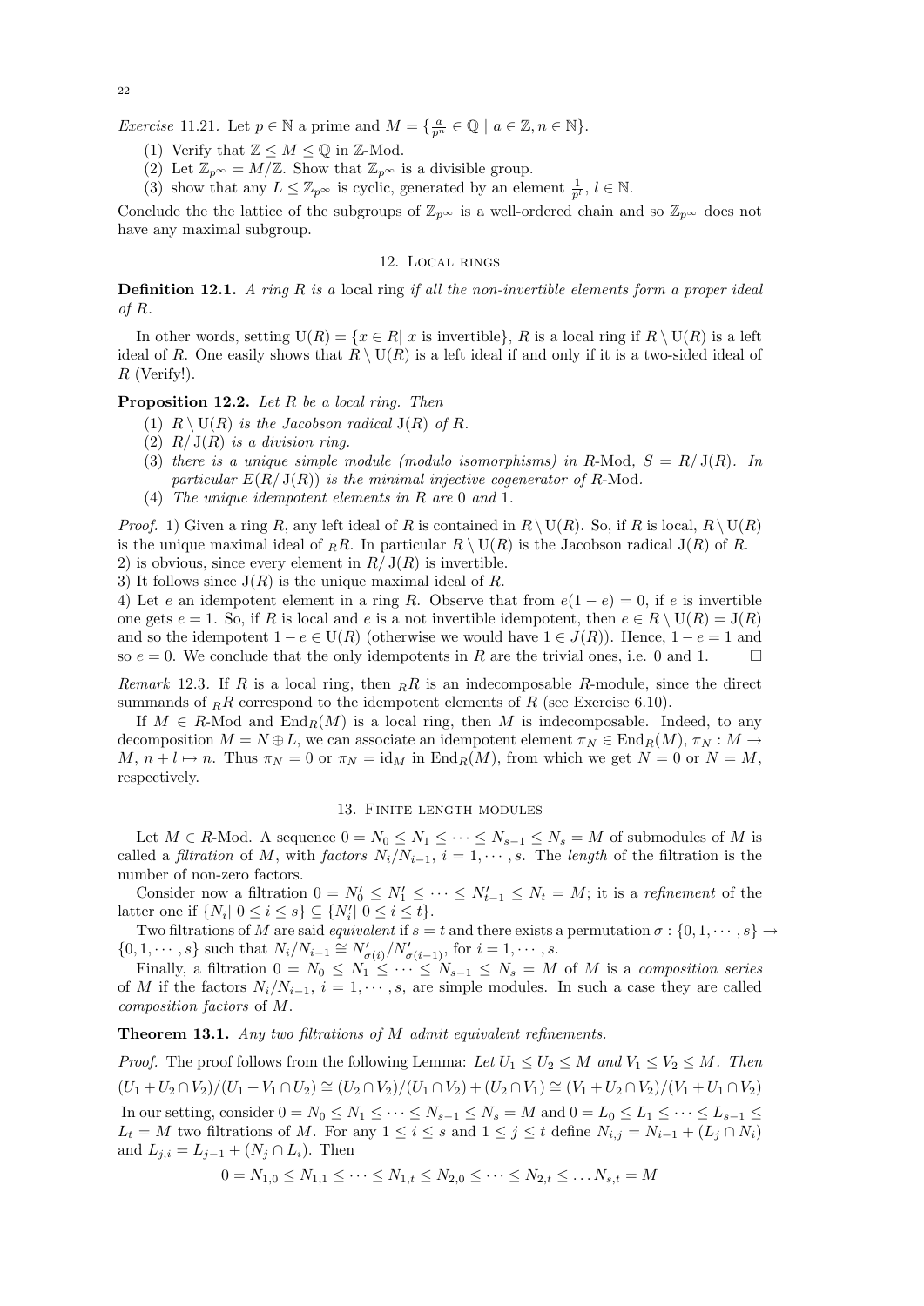*Exercise* 11.21. Let $p \in \mathbb{N}$ a prime and $M = \{\frac{a}{p^n} \in \mathbb{Q} \mid a \in \mathbb{Z}, n \in \mathbb{N}\}$.

(1) Verify that $\mathbb{Z} \leq M \leq \mathbb{Q}$ in $\mathbb{Z}$-Mod.
(2) Let $\mathbb{Z}_{p^\infty} = M/\mathbb{Z}$. Show that $\mathbb{Z}_{p^\infty}$ is a divisible group.
(3) show that any $L \leq \mathbb{Z}_{p^\infty}$ is cyclic, generated by an element $\frac{1}{p^l}$, $l \in \mathbb{N}$.

Conclude the the lattice of the subgroups of $\mathbb{Z}_{p^\infty}$ is a well-ordered chain and so $\mathbb{Z}_{p^\infty}$ does not have any maximal subgroup.

## 12. Local rings

**Definition 12.1.** *A ring $R$ is a* local ring *if all the non-invertible elements form a proper ideal of $R$.*

In other words, setting $\mathrm{U}(R) = \{x \in R \mid x \text{ is invertible}\}$, $R$ is a local ring if $R \setminus \mathrm{U}(R)$ is a left ideal of $R$. One easily shows that $R \setminus \mathrm{U}(R)$ is a left ideal if and only if it is a two-sided ideal of $R$ (Verify!).

**Proposition 12.2.** *Let $R$ be a local ring. Then*

(1) *$R \setminus \mathrm{U}(R)$ is the Jacobson radical $\mathrm{J}(R)$ of $R$.*
(2) *$R/\mathrm{J}(R)$ is a division ring.*
(3) *there is a unique simple module (modulo isomorphisms) in $R$-Mod, $S = R/\mathrm{J}(R)$. In particular $E(R/\mathrm{J}(R))$ is the minimal injective cogenerator of $R$-Mod.*
(4) *The unique idempotent elements in $R$ are $0$ and $1$.*

*Proof.* 1) Given a ring $R$, any left ideal of $R$ is contained in $R \setminus \mathrm{U}(R)$. So, if $R$ is local, $R \setminus \mathrm{U}(R)$ is the unique maximal ideal of ${}_RR$. In particular $R \setminus \mathrm{U}(R)$ is the Jacobson radical $\mathrm{J}(R)$ of $R$.
2) is obvious, since every element in $R/\mathrm{J}(R)$ is invertible.
3) It follows since $\mathrm{J}(R)$ is the unique maximal ideal of $R$.
4) Let $e$ an idempotent element in a ring $R$. Observe that from $e(1-e) = 0$, if $e$ is invertible one gets $e = 1$. So, if $R$ is local and $e$ is a not invertible idempotent, then $e \in R \setminus \mathrm{U}(R) = \mathrm{J}(R)$ and so the idempotent $1 - e \in \mathrm{U}(R)$ (otherwise we would have $1 \in J(R)$). Hence, $1 - e = 1$ and so $e = 0$. We conclude that the only idempotents in $R$ are the trivial ones, i.e. 0 and 1. $\square$

*Remark* 12.3. If $R$ is a local ring, then ${}_RR$ is an indecomposable $R$-module, since the direct summands of ${}_RR$ correspond to the idempotent elements of $R$ (see Exercise 6.10).

If $M \in R$-Mod and $\mathrm{End}_R(M)$ is a local ring, then $M$ is indecomposable. Indeed, to any decomposition $M = N \oplus L$, we can associate an idempotent element $\pi_N \in \mathrm{End}_R(M)$, $\pi_N : M \to M$, $n + l \mapsto n$. Thus $\pi_N = 0$ or $\pi_N = \mathrm{id}_M$ in $\mathrm{End}_R(M)$, from which we get $N = 0$ or $N = M$, respectively.

## 13. Finite length modules

Let $M \in R$-Mod. A sequence $0 = N_0 \leq N_1 \leq \cdots \leq N_{s-1} \leq N_s = M$ of submodules of $M$ is called a *filtration* of $M$, with *factors* $N_i/N_{i-1}$, $i = 1, \cdots, s$. The *length* of the filtration is the number of non-zero factors.

Consider now a filtration $0 = N'_0 \leq N'_1 \leq \cdots \leq N'_{t-1} \leq N_t = M$; it is a *refinement* of the latter one if $\{N_i \mid 0 \leq i \leq s\} \subseteq \{N'_i \mid 0 \leq i \leq t\}$.

Two filtrations of $M$ are said *equivalent* if $s = t$ and there exists a permutation $\sigma : \{0, 1, \cdots, s\} \to \{0, 1, \cdots, s\}$ such that $N_i/N_{i-1} \cong N'_{\sigma(i)}/N'_{\sigma(i-1)}$, for $i = 1, \cdots, s$.

Finally, a filtration $0 = N_0 \leq N_1 \leq \cdots \leq N_{s-1} \leq N_s = M$ of $M$ is a *composition series* of $M$ if the factors $N_i/N_{i-1}$, $i = 1, \cdots, s$, are simple modules. In such a case they are called *composition factors* of $M$.

**Theorem 13.1.** *Any two filtrations of $M$ admit equivalent refinements.*

*Proof.* The proof follows from the following Lemma: *Let $U_1 \leq U_2 \leq M$ and $V_1 \leq V_2 \leq M$. Then*
$$(U_1 + U_2 \cap V_2)/(U_1 + V_1 \cap U_2) \cong (U_2 \cap V_2)/(U_1 \cap V_2) + (U_2 \cap V_1) \cong (V_1 + U_2 \cap V_2)/(V_1 + U_1 \cap V_2)$$
In our setting, consider $0 = N_0 \leq N_1 \leq \cdots \leq N_{s-1} \leq N_s = M$ and $0 = L_0 \leq L_1 \leq \cdots \leq L_{s-1} \leq L_t = M$ two filtrations of $M$. For any $1 \leq i \leq s$ and $1 \leq j \leq t$ define $N_{i,j} = N_{i-1} + (L_j \cap N_i)$ and $L_{j,i} = L_{j-1} + (N_j \cap L_i)$. Then
$$0 = N_{1,0} \leq N_{1,1} \leq \cdots \leq N_{1,t} \leq N_{2,0} \leq \cdots \leq N_{2,t} \leq \ldots N_{s,t} = M$$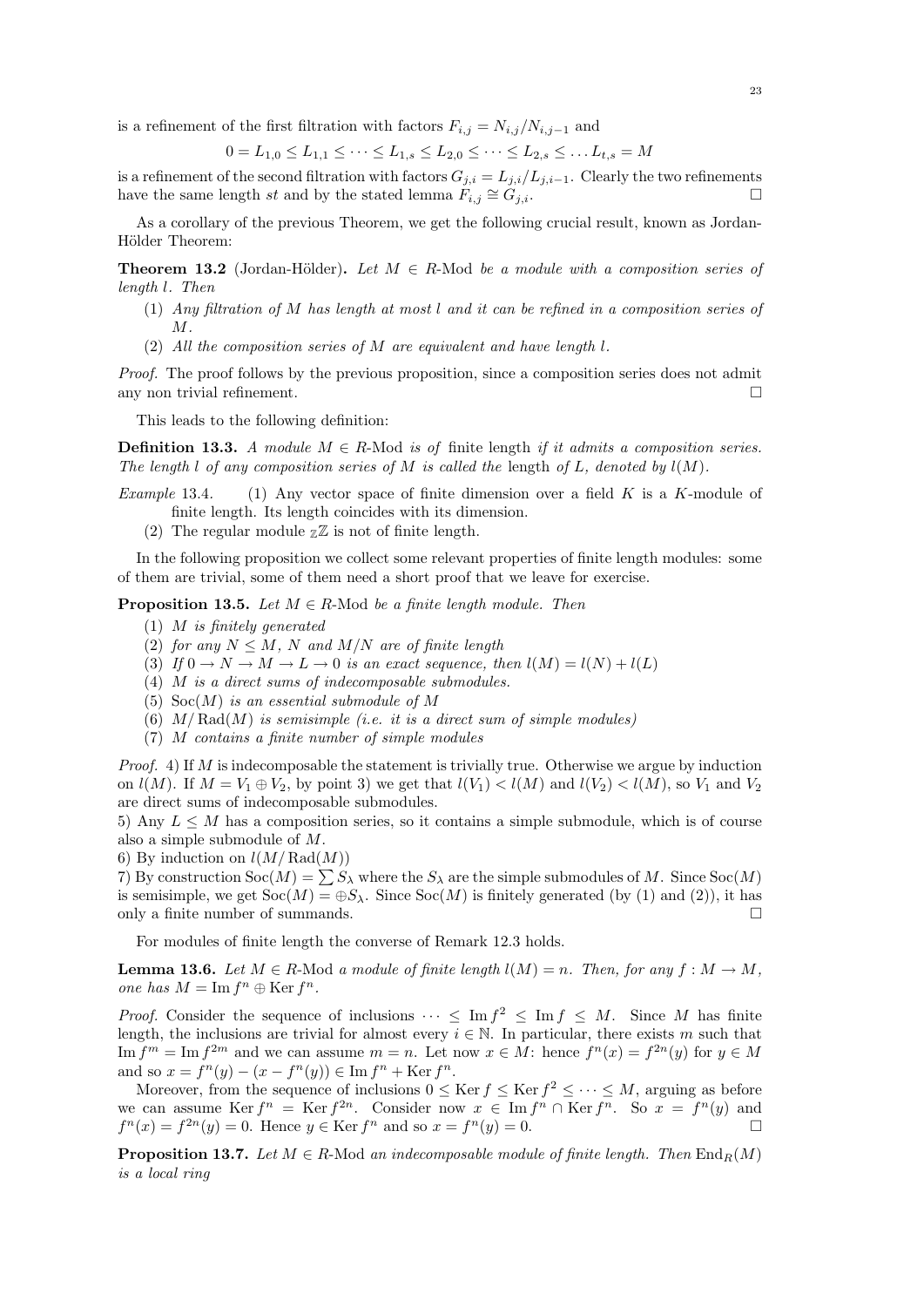is a refinement of the first filtration with factors $F_{i,j} = N_{i,j}/N_{i,j-1}$ and

$$0 = L_{1,0} \leq L_{1,1} \leq \cdots \leq L_{1,s} \leq L_{2,0} \leq \cdots \leq L_{2,s} \leq \ldots L_{t,s} = M$$

is a refinement of the second filtration with factors $G_{j,i} = L_{j,i}/L_{j,i-1}$. Clearly the two refinements have the same length $st$ and by the stated lemma $F_{i,j} \cong G_{j,i}$. □

As a corollary of the previous Theorem, we get the following crucial result, known as Jordan-Hölder Theorem:

**Theorem 13.2** (Jordan-Hölder). *Let $M \in R$-Mod be a module with a composition series of length $l$. Then*

1. *Any filtration of $M$ has length at most $l$ and it can be refined in a composition series of $M$.*
2. *All the composition series of $M$ are equivalent and have length $l$.*

*Proof.* The proof follows by the previous proposition, since a composition series does not admit any non trivial refinement. □

This leads to the following definition:

**Definition 13.3.** *A module $M \in R$-Mod is of* finite length *if it admits a composition series. The length $l$ of any composition series of $M$ is called the* length *of $L$, denoted by $l(M)$.*

*Example* 13.4.
1. Any vector space of finite dimension over a field $K$ is a $K$-module of finite length. Its length coincides with its dimension.
2. The regular module ${}_{\mathbb{Z}}\mathbb{Z}$ is not of finite length.

In the following proposition we collect some relevant properties of finite length modules: some of them are trivial, some of them need a short proof that we leave for exercise.

**Proposition 13.5.** *Let $M \in R$-Mod be a finite length module. Then*

1. *$M$ is finitely generated*
2. *for any $N \leq M$, $N$ and $M/N$ are of finite length*
3. *If $0 \to N \to M \to L \to 0$ is an exact sequence, then $l(M) = l(N) + l(L)$*
4. *$M$ is a direct sums of indecomposable submodules.*
5. *$\mathrm{Soc}(M)$ is an essential submodule of $M$*
6. *$M/\mathrm{Rad}(M)$ is semisimple (i.e. it is a direct sum of simple modules)*
7. *$M$ contains a finite number of simple modules*

*Proof.* 4) If $M$ is indecomposable the statement is trivially true. Otherwise we argue by induction on $l(M)$. If $M = V_1 \oplus V_2$, by point 3) we get that $l(V_1) < l(M)$ and $l(V_2) < l(M)$, so $V_1$ and $V_2$ are direct sums of indecomposable submodules.
5) Any $L \leq M$ has a composition series, so it contains a simple submodule, which is of course also a simple submodule of $M$.
6) By induction on $l(M/\mathrm{Rad}(M))$
7) By construction $\mathrm{Soc}(M) = \sum S_\lambda$ where the $S_\lambda$ are the simple submodules of $M$. Since $\mathrm{Soc}(M)$ is semisimple, we get $\mathrm{Soc}(M) = \oplus S_\lambda$. Since $\mathrm{Soc}(M)$ is finitely generated (by (1) and (2)), it has only a finite number of summands. □

For modules of finite length the converse of Remark 12.3 holds.

**Lemma 13.6.** *Let $M \in R$-Mod a module of finite length $l(M) = n$. Then, for any $f : M \to M$, one has $M = \mathrm{Im}\, f^n \oplus \mathrm{Ker}\, f^n$.*

*Proof.* Consider the sequence of inclusions $\cdots \leq \mathrm{Im}\, f^2 \leq \mathrm{Im}\, f \leq M$. Since $M$ has finite length, the inclusions are trivial for almost every $i \in \mathbb{N}$. In particular, there exists $m$ such that $\mathrm{Im}\, f^m = \mathrm{Im}\, f^{2m}$ and we can assume $m = n$. Let now $x \in M$: hence $f^n(x) = f^{2n}(y)$ for $y \in M$ and so $x = f^n(y) - (x - f^n(y)) \in \mathrm{Im}\, f^n + \mathrm{Ker}\, f^n$.

Moreover, from the sequence of inclusions $0 \leq \mathrm{Ker}\, f \leq \mathrm{Ker}\, f^2 \leq \cdots \leq M$, arguing as before we can assume $\mathrm{Ker}\, f^n = \mathrm{Ker}\, f^{2n}$. Consider now $x \in \mathrm{Im}\, f^n \cap \mathrm{Ker}\, f^n$. So $x = f^n(y)$ and $f^n(x) = f^{2n}(y) = 0$. Hence $y \in \mathrm{Ker}\, f^n$ and so $x = f^n(y) = 0$. □

**Proposition 13.7.** *Let $M \in R$-Mod an indecomposable module of finite length. Then $\mathrm{End}_R(M)$ is a local ring*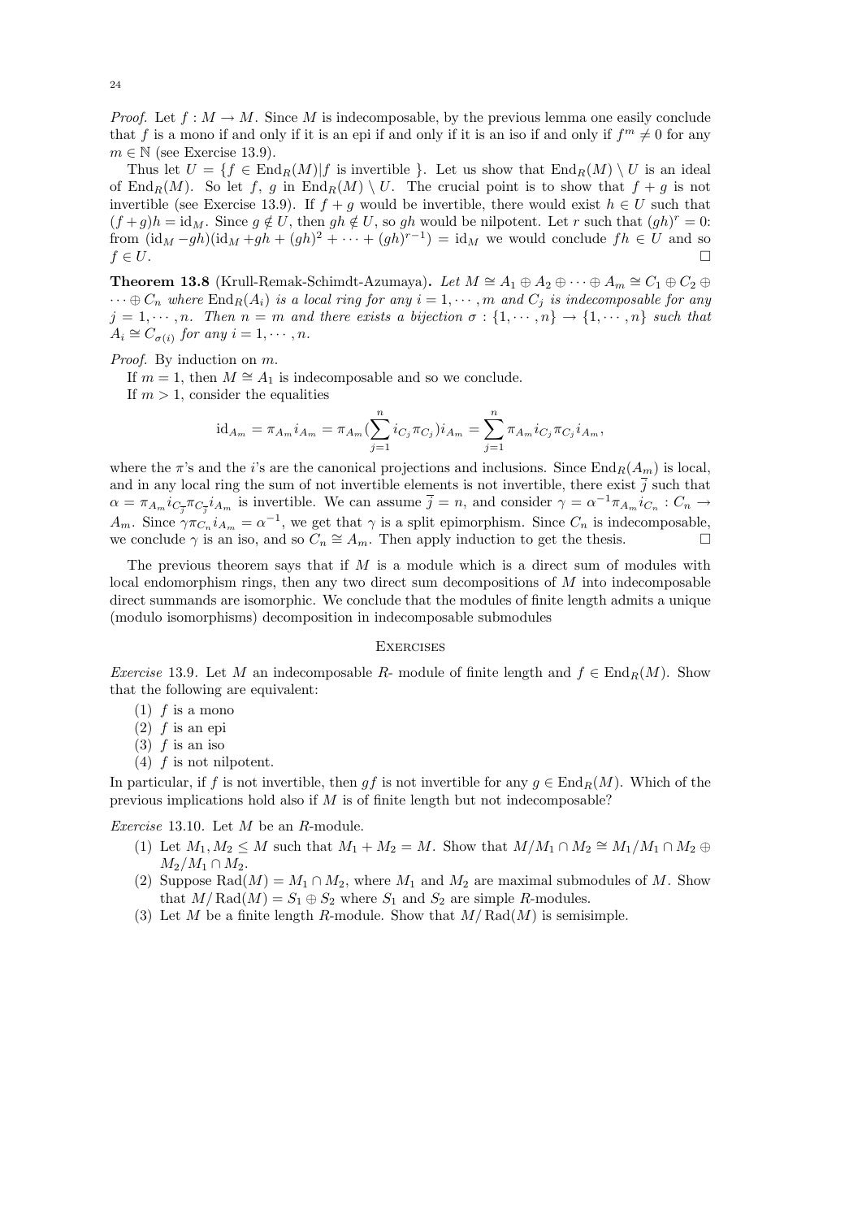*Proof.* Let $f : M \to M$. Since $M$ is indecomposable, by the previous lemma one easily conclude that $f$ is a mono if and only if it is an epi if and only if it is an iso if and only if $f^m \neq 0$ for any $m \in \mathbb{N}$ (see Exercise 13.9).

Thus let $U = \{f \in \mathrm{End}_R(M) | f$ is invertible $\}$. Let us show that $\mathrm{End}_R(M) \setminus U$ is an ideal of $\mathrm{End}_R(M)$. So let $f$, $g$ in $\mathrm{End}_R(M) \setminus U$. The crucial point is to show that $f + g$ is not invertible (see Exercise 13.9). If $f + g$ would be invertible, there would exist $h \in U$ such that $(f + g)h = \mathrm{id}_M$. Since $g \notin U$, then $gh \notin U$, so $gh$ would be nilpotent. Let $r$ such that $(gh)^r = 0$: from $(\mathrm{id}_M - gh)(\mathrm{id}_M + gh + (gh)^2 + \cdots + (gh)^{r-1}) = \mathrm{id}_M$ we would conclude $fh \in U$ and so $f \in U$. □

**Theorem 13.8** (Krull-Remak-Schimdt-Azumaya)**.** *Let $M \cong A_1 \oplus A_2 \oplus \cdots \oplus A_m \cong C_1 \oplus C_2 \oplus \cdots \oplus C_n$ where $\mathrm{End}_R(A_i)$ is a local ring for any $i = 1, \cdots, m$ and $C_j$ is indecomposable for any $j = 1, \cdots, n$. Then $n = m$ and there exists a bijection $\sigma : \{1, \cdots, n\} \to \{1, \cdots, n\}$ such that $A_i \cong C_{\sigma(i)}$ for any $i = 1, \cdots, n$.*

*Proof.* By induction on $m$.

If $m = 1$, then $M \cong A_1$ is indecomposable and so we conclude.

If $m > 1$, consider the equalities

$$\mathrm{id}_{A_m} = \pi_{A_m} i_{A_m} = \pi_{A_m}(\sum_{j=1}^{n} i_{C_j}\pi_{C_j})i_{A_m} = \sum_{j=1}^{n} \pi_{A_m} i_{C_j}\pi_{C_j} i_{A_m},$$

where the $\pi$'s and the $i$'s are the canonical projections and inclusions. Since $\mathrm{End}_R(A_m)$ is local, and in any local ring the sum of not invertible elements is not invertible, there exist $\overline{j}$ such that $\alpha = \pi_{A_m} i_{C_{\overline{j}}} \pi_{C_{\overline{j}}} i_{A_m}$ is invertible. We can assume $\overline{j} = n$, and consider $\gamma = \alpha^{-1}\pi_{A_m} i_{C_n} : C_n \to A_m$. Since $\gamma\pi_{C_n} i_{A_m} = \alpha^{-1}$, we get that $\gamma$ is a split epimorphism. Since $C_n$ is indecomposable, we conclude $\gamma$ is an iso, and so $C_n \cong A_m$. Then apply induction to get the thesis. □

The previous theorem says that if $M$ is a module which is a direct sum of modules with local endomorphism rings, then any two direct sum decompositions of $M$ into indecomposable direct summands are isomorphic. We conclude that the modules of finite length admits a unique (modulo isomorphisms) decomposition in indecomposable submodules

## Exercises

*Exercise* 13.9. Let $M$ an indecomposable $R$- module of finite length and $f \in \mathrm{End}_R(M)$. Show that the following are equivalent:

(1) $f$ is a mono
(2) $f$ is an epi
(3) $f$ is an iso
(4) $f$ is not nilpotent.

In particular, if $f$ is not invertible, then $gf$ is not invertible for any $g \in \mathrm{End}_R(M)$. Which of the previous implications hold also if $M$ is of finite length but not indecomposable?

*Exercise* 13.10. Let $M$ be an $R$-module.

(1) Let $M_1, M_2 \leq M$ such that $M_1 + M_2 = M$. Show that $M/M_1 \cap M_2 \cong M_1/M_1 \cap M_2 \oplus M_2/M_1 \cap M_2$.
(2) Suppose $\mathrm{Rad}(M) = M_1 \cap M_2$, where $M_1$ and $M_2$ are maximal submodules of $M$. Show that $M/\mathrm{Rad}(M) = S_1 \oplus S_2$ where $S_1$ and $S_2$ are simple $R$-modules.
(3) Let $M$ be a finite length $R$-module. Show that $M/\mathrm{Rad}(M)$ is semisimple.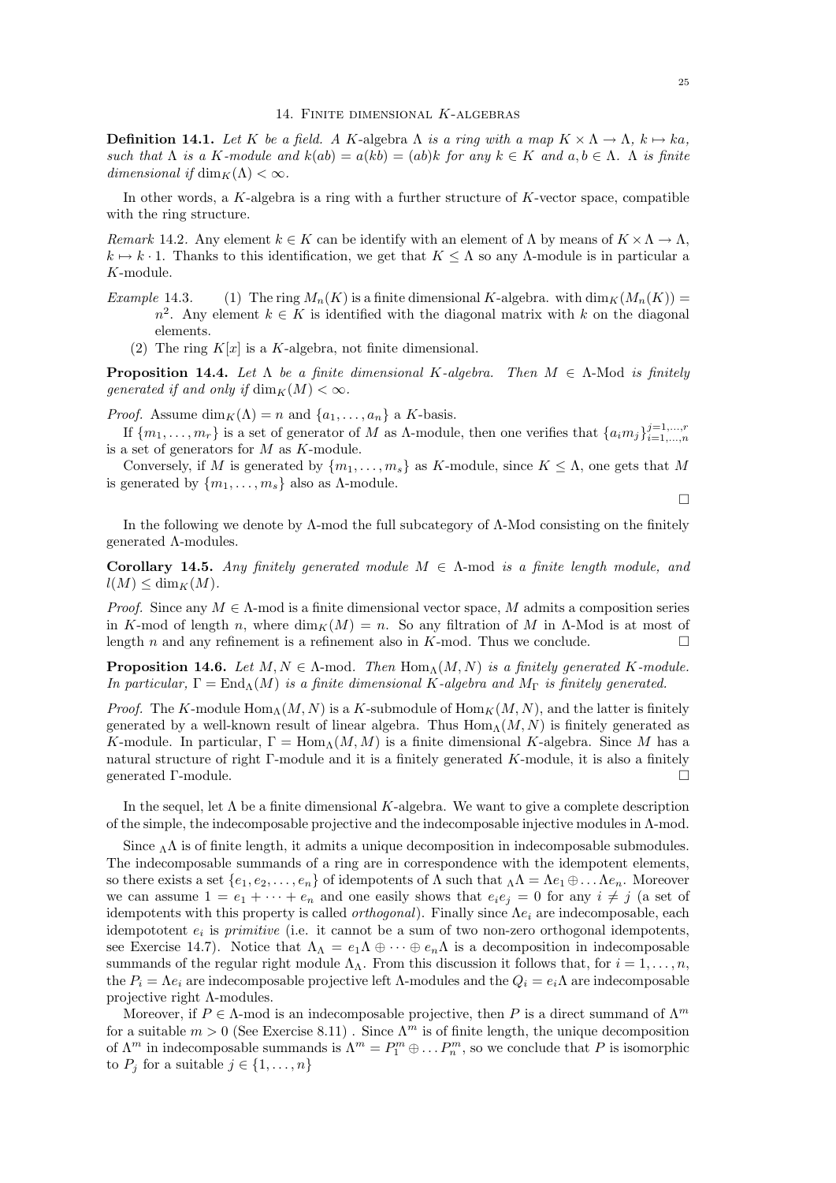## 14. Finite dimensional $K$-algebras

**Definition 14.1.** *Let $K$ be a field. A $K$-algebra $\Lambda$ is a ring with a map $K \times \Lambda \to \Lambda$, $k \mapsto ka$, such that $\Lambda$ is a $K$-module and $k(ab) = a(kb) = (ab)k$ for any $k \in K$ and $a, b \in \Lambda$. $\Lambda$ is finite dimensional if $\dim_K(\Lambda) < \infty$.*

In other words, a $K$-algebra is a ring with a further structure of $K$-vector space, compatible with the ring structure.

*Remark* 14.2. Any element $k \in K$ can be identify with an element of $\Lambda$ by means of $K \times \Lambda \to \Lambda$, $k \mapsto k \cdot 1$. Thanks to this identification, we get that $K \leq \Lambda$ so any $\Lambda$-module is in particular a $K$-module.

*Example* 14.3.
1. The ring $M_n(K)$ is a finite dimensional $K$-algebra. with $\dim_K(M_n(K)) = n^2$. Any element $k \in K$ is identified with the diagonal matrix with $k$ on the diagonal elements.
2. The ring $K[x]$ is a $K$-algebra, not finite dimensional.

**Proposition 14.4.** *Let $\Lambda$ be a finite dimensional $K$-algebra. Then $M \in \Lambda$-Mod is finitely generated if and only if $\dim_K(M) < \infty$.*

*Proof.* Assume $\dim_K(\Lambda) = n$ and $\{a_1, \dots, a_n\}$ a $K$-basis.

If $\{m_1, \dots, m_r\}$ is a set of generator of $M$ as $\Lambda$-module, then one verifies that $\{a_i m_j\}_{i=1,\dots,n}^{j=1,\dots,r}$ is a set of generators for $M$ as $K$-module.

Conversely, if $M$ is generated by $\{m_1, \dots, m_s\}$ as $K$-module, since $K \leq \Lambda$, one gets that $M$ is generated by $\{m_1, \dots, m_s\}$ also as $\Lambda$-module. □

In the following we denote by $\Lambda$-mod the full subcategory of $\Lambda$-Mod consisting on the finitely generated $\Lambda$-modules.

**Corollary 14.5.** *Any finitely generated module $M \in \Lambda$-mod is a finite length module, and $l(M) \leq \dim_K(M)$.*

*Proof.* Since any $M \in \Lambda$-mod is a finite dimensional vector space, $M$ admits a composition series in $K$-mod of length $n$, where $\dim_K(M) = n$. So any filtration of $M$ in $\Lambda$-Mod is at most of length $n$ and any refinement is a refinement also in $K$-mod. Thus we conclude. □

**Proposition 14.6.** *Let $M, N \in \Lambda$-mod. Then $\mathrm{Hom}_\Lambda(M, N)$ is a finitely generated $K$-module. In particular, $\Gamma = \mathrm{End}_\Lambda(M)$ is a finite dimensional $K$-algebra and $M_\Gamma$ is finitely generated.*

*Proof.* The $K$-module $\mathrm{Hom}_\Lambda(M, N)$ is a $K$-submodule of $\mathrm{Hom}_K(M, N)$, and the latter is finitely generated by a well-known result of linear algebra. Thus $\mathrm{Hom}_\Lambda(M, N)$ is finitely generated as $K$-module. In particular, $\Gamma = \mathrm{Hom}_\Lambda(M, M)$ is a finite dimensional $K$-algebra. Since $M$ has a natural structure of right $\Gamma$-module and it is a finitely generated $K$-module, it is also a finitely generated $\Gamma$-module. □

In the sequel, let $\Lambda$ be a finite dimensional $K$-algebra. We want to give a complete description of the simple, the indecomposable projective and the indecomposable injective modules in $\Lambda$-mod.

Since ${}_\Lambda\Lambda$ is of finite length, it admits a unique decomposition in indecomposable submodules. The indecomposable summands of a ring are in correspondence with the idempotent elements, so there exists a set $\{e_1, e_2, \dots, e_n\}$ of idempotents of $\Lambda$ such that ${}_\Lambda\Lambda = \Lambda e_1 \oplus \dots \Lambda e_n$. Moreover we can assume $1 = e_1 + \cdots + e_n$ and one easily shows that $e_i e_j = 0$ for any $i \neq j$ (a set of idempotents with this property is called *orthogonal*). Finally since $\Lambda e_i$ are indecomposable, each idempototent $e_i$ is *primitive* (i.e. it cannot be a sum of two non-zero orthogonal idempotents, see Exercise 14.7). Notice that $\Lambda_\Lambda = e_1\Lambda \oplus \cdots \oplus e_n\Lambda$ is a decomposition in indecomposable summands of the regular right module $\Lambda_\Lambda$. From this discussion it follows that, for $i = 1, \dots, n$, the $P_i = \Lambda e_i$ are indecomposable projective left $\Lambda$-modules and the $Q_i = e_i\Lambda$ are indecomposable projective right $\Lambda$-modules.

Moreover, if $P \in \Lambda$-mod is an indecomposable projective, then $P$ is a direct summand of $\Lambda^m$ for a suitable $m > 0$ (See Exercise 8.11) . Since $\Lambda^m$ is of finite length, the unique decomposition of $\Lambda^m$ in indecomposable summands is $\Lambda^m = P_1^m \oplus \dots P_n^m$, so we conclude that $P$ is isomorphic to $P_j$ for a suitable $j \in \{1, \dots, n\}$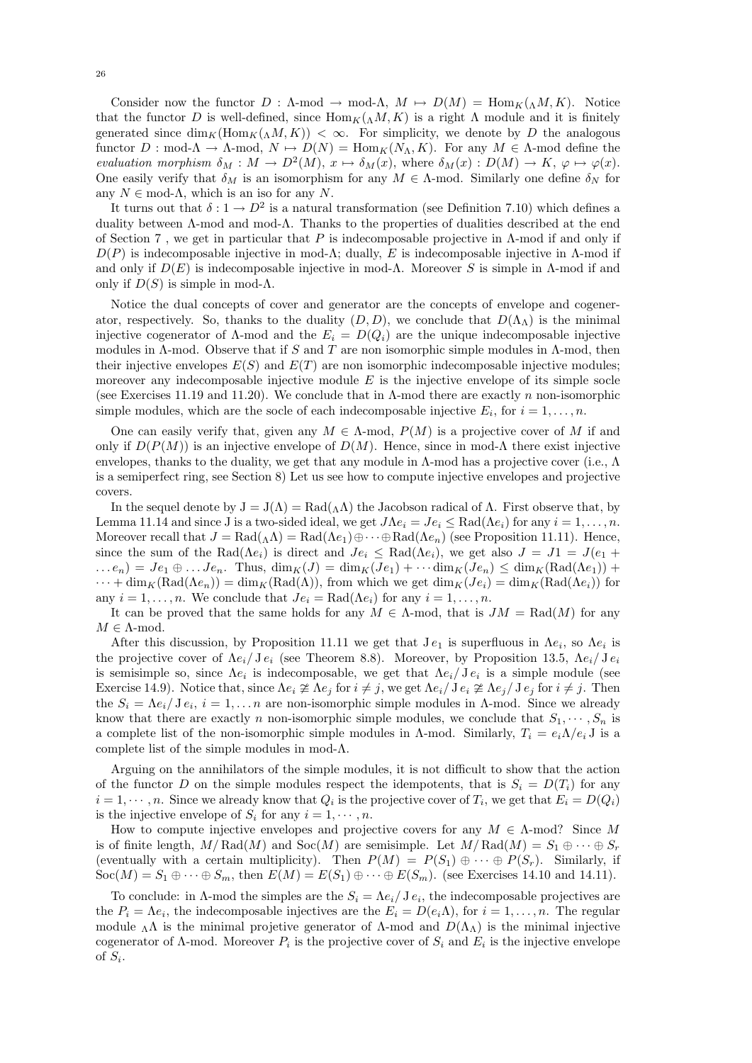Consider now the functor $D : \Lambda\text{-mod} \to \text{mod-}\Lambda$, $M \mapsto D(M) = \mathrm{Hom}_K({}_\Lambda M, K)$. Notice that the functor $D$ is well-defined, since $\mathrm{Hom}_K({}_\Lambda M, K)$ is a right $\Lambda$ module and it is finitely generated since $\dim_K(\mathrm{Hom}_K({}_\Lambda M, K)) < \infty$. For simplicity, we denote by $D$ the analogous functor $D : \text{mod-}\Lambda \to \Lambda\text{-mod}$, $N \mapsto D(N) = \mathrm{Hom}_K(N_\Lambda, K)$. For any $M \in \Lambda\text{-mod}$ define the *evaluation morphism* $\delta_M : M \to D^2(M)$, $x \mapsto \delta_M(x)$, where $\delta_M(x) : D(M) \to K$, $\varphi \mapsto \varphi(x)$. One easily verify that $\delta_M$ is an isomorphism for any $M \in \Lambda\text{-mod}$. Similarly one define $\delta_N$ for any $N \in \text{mod-}\Lambda$, which is an iso for any $N$.

It turns out that $\delta : 1 \to D^2$ is a natural transformation (see Definition 7.10) which defines a duality between $\Lambda$-mod and mod-$\Lambda$. Thanks to the properties of dualities described at the end of Section 7 , we get in particular that $P$ is indecomposable projective in $\Lambda$-mod if and only if $D(P)$ is indecomposable injective in mod-$\Lambda$; dually, $E$ is indecomposable injective in $\Lambda$-mod if and only if $D(E)$ is indecomposable injective in mod-$\Lambda$. Moreover $S$ is simple in $\Lambda$-mod if and only if $D(S)$ is simple in mod-$\Lambda$.

Notice the dual concepts of cover and generator are the concepts of envelope and cogenerator, respectively. So, thanks to the duality $(D, D)$, we conclude that $D(\Lambda_\Lambda)$ is the minimal injective cogenerator of $\Lambda$-mod and the $E_i = D(Q_i)$ are the unique indecomposable injective modules in $\Lambda$-mod. Observe that if $S$ and $T$ are non isomorphic simple modules in $\Lambda$-mod, then their injective envelopes $E(S)$ and $E(T)$ are non isomorphic indecomposable injective modules; moreover any indecomposable injective module $E$ is the injective envelope of its simple socle (see Exercises 11.19 and 11.20). We conclude that in $\Lambda$-mod there are exactly $n$ non-isomorphic simple modules, which are the socle of each indecomposable injective $E_i$, for $i = 1, \dots, n$.

One can easily verify that, given any $M \in \Lambda\text{-mod}$, $P(M)$ is a projective cover of $M$ if and only if $D(P(M))$ is an injective envelope of $D(M)$. Hence, since in mod-$\Lambda$ there exist injective envelopes, thanks to the duality, we get that any module in $\Lambda$-mod has a projective cover (i.e., $\Lambda$ is a semiperfect ring, see Section 8) Let us see how to compute injective envelopes and projective covers.

In the sequel denote by $\mathrm{J} = \mathrm{J}(\Lambda) = \mathrm{Rad}({}_\Lambda\Lambda)$ the Jacobson radical of $\Lambda$. First observe that, by Lemma 11.14 and since J is a two-sided ideal, we get $J\Lambda e_i = Je_i \leq \mathrm{Rad}(\Lambda e_i)$ for any $i = 1, \dots, n$. Moreover recall that $J = \mathrm{Rad}({}_\Lambda\Lambda) = \mathrm{Rad}(\Lambda e_1) \oplus \cdots \oplus \mathrm{Rad}(\Lambda e_n)$ (see Proposition 11.11). Hence, since the sum of the $\mathrm{Rad}(\Lambda e_i)$ is direct and $Je_i \leq \mathrm{Rad}(\Lambda e_i)$, we get also $J = J1 = J(e_1 + \dots e_n) = Je_1 \oplus \dots Je_n$. Thus, $\dim_K(J) = \dim_K(Je_1) + \cdots \dim_K(Je_n) \leq \dim_K(\mathrm{Rad}(\Lambda e_1)) + \cdots + \dim_K(\mathrm{Rad}(\Lambda e_n)) = \dim_K(\mathrm{Rad}(\Lambda))$, from which we get $\dim_K(Je_i) = \dim_K(\mathrm{Rad}(\Lambda e_i))$ for any $i = 1, \dots, n$. We conclude that $Je_i = \mathrm{Rad}(\Lambda e_i)$ for any $i = 1, \dots, n$.

It can be proved that the same holds for any $M \in \Lambda\text{-mod}$, that is $JM = \mathrm{Rad}(M)$ for any $M \in \Lambda\text{-mod}$.

After this discussion, by Proposition 11.11 we get that $\mathrm{J}\, e_1$ is superfluous in $\Lambda e_i$, so $\Lambda e_i$ is the projective cover of $\Lambda e_i / \mathrm{J}\, e_i$ (see Theorem 8.8). Moreover, by Proposition 13.5, $\Lambda e_i / \mathrm{J}\, e_i$ is semisimple so, since $\Lambda e_i$ is indecomposable, we get that $\Lambda e_i / \mathrm{J}\, e_i$ is a simple module (see Exercise 14.9). Notice that, since $\Lambda e_i \not\cong \Lambda e_j$ for $i \neq j$, we get $\Lambda e_i / \mathrm{J}\, e_i \not\cong \Lambda e_j / \mathrm{J}\, e_j$ for $i \neq j$. Then the $S_i = \Lambda e_i / \mathrm{J}\, e_i$, $i = 1, \dots n$ are non-isomorphic simple modules in $\Lambda$-mod. Since we already know that there are exactly $n$ non-isomorphic simple modules, we conclude that $S_1, \cdots, S_n$ is a complete list of the non-isomorphic simple modules in $\Lambda$-mod. Similarly, $T_i = e_i\Lambda / e_i\, \mathrm{J}$ is a complete list of the simple modules in mod-$\Lambda$.

Arguing on the annihilators of the simple modules, it is not difficult to show that the action of the functor $D$ on the simple modules respect the idempotents, that is $S_i = D(T_i)$ for any $i = 1, \cdots, n$. Since we already know that $Q_i$ is the projective cover of $T_i$, we get that $E_i = D(Q_i)$ is the injective envelope of $S_i$ for any $i = 1, \cdots, n$.

How to compute injective envelopes and projective covers for any $M \in \Lambda\text{-mod}$? Since $M$ is of finite length, $M/\mathrm{Rad}(M)$ and $\mathrm{Soc}(M)$ are semisimple. Let $M/\mathrm{Rad}(M) = S_1 \oplus \cdots \oplus S_r$ (eventually with a certain multiplicity). Then $P(M) = P(S_1) \oplus \cdots \oplus P(S_r)$. Similarly, if $\mathrm{Soc}(M) = S_1 \oplus \cdots \oplus S_m$, then $E(M) = E(S_1) \oplus \cdots \oplus E(S_m)$. (see Exercises 14.10 and 14.11).

To conclude: in $\Lambda$-mod the simples are the $S_i = \Lambda e_i / \mathrm{J}\, e_i$, the indecomposable projectives are the $P_i = \Lambda e_i$, the indecomposable injectives are the $E_i = D(e_i\Lambda)$, for $i = 1, \dots, n$. The regular module ${}_\Lambda\Lambda$ is the minimal projetive generator of $\Lambda$-mod and $D(\Lambda_\Lambda)$ is the minimal injective cogenerator of $\Lambda$-mod. Moreover $P_i$ is the projective cover of $S_i$ and $E_i$ is the injective envelope of $S_i$.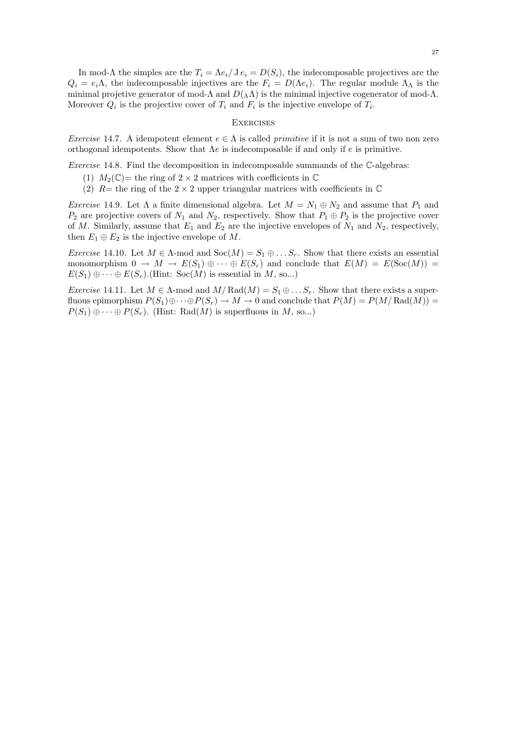In mod-$\Lambda$ the simples are the $T_i = \Lambda e_i / \operatorname{J} e_i = D(S_i)$, the indecomposable projectives are the $Q_i = e_i\Lambda$, the indecomposable injectives are the $F_i = D(\Lambda e_i)$. The regular module $\Lambda_\Lambda$ is the minimal projetive generator of mod-$\Lambda$ and $D({}_\Lambda\Lambda)$ is the minimal injective cogenerator of mod-$\Lambda$. Moreover $Q_i$ is the projective cover of $T_i$ and $F_i$ is the injective envelope of $T_i$.

## Exercises

*Exercise* 14.7. A idempotent element $e \in \Lambda$ is called *primitive* if it is not a sum of two non zero orthogonal idempotents. Show that $\Lambda e$ is indecomposable if and only if $e$ is primitive.

*Exercise* 14.8. Find the decomposition in indecomposable summands of the $\mathbb{C}$-algebras:

1. $M_2(\mathbb{C})$= the ring of $2 \times 2$ matrices with coefficients in $\mathbb{C}$
2. $R$= the ring of the $2 \times 2$ upper triangular matrices with coefficients in $\mathbb{C}$

*Exercise* 14.9. Let $\Lambda$ a finite dimensional algebra. Let $M = N_1 \oplus N_2$ and assume that $P_1$ and $P_2$ are projective covers of $N_1$ and $N_2$, respectively. Show that $P_1 \oplus P_2$ is the projective cover of $M$. Similarly, assume that $E_1$ and $E_2$ are the injective envelopes of $N_1$ and $N_2$, respectively, then $E_1 \oplus E_2$ is the injective envelope of $M$.

*Exercise* 14.10. Let $M \in \Lambda$-mod and $\operatorname{Soc}(M) = S_1 \oplus \dots S_r$. Show that there exists an essential monomorphism $0 \to M \to E(S_1) \oplus \dots \oplus E(S_r)$ and conclude that $E(M) = E(\operatorname{Soc}(M)) = E(S_1) \oplus \dots \oplus E(S_r)$.(Hint: $\operatorname{Soc}(M)$ is essential in $M$, so...)

*Exercise* 14.11. Let $M \in \Lambda$-mod and $M/\operatorname{Rad}(M) = S_1 \oplus \dots S_r$. Show that there exists a superfluous epimorphism $P(S_1) \oplus \dots \oplus P(S_r) \to M \to 0$ and conclude that $P(M) = P(M/\operatorname{Rad}(M)) = P(S_1) \oplus \dots \oplus P(S_r)$. (Hint: $\operatorname{Rad}(M)$ is superfluous in $M$, so...)